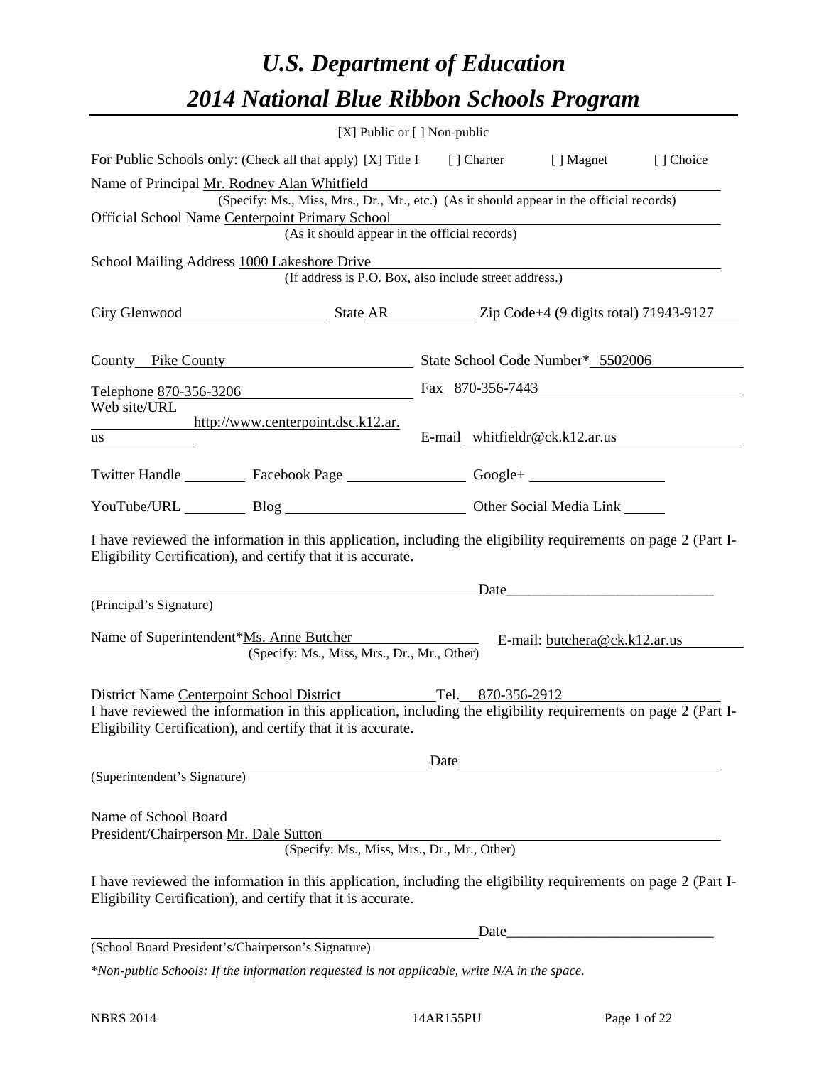# *U.S. Department of Education*
# *2014 National Blue Ribbon Schools Program*

[X] Public or [ ] Non-public

For Public Schools only: (Check all that apply) [X] Title I [ ] Charter [ ] Magnet [ ] Choice

Name of Principal Mr. Rodney Alan Whitfield
(Specify: Ms., Miss, Mrs., Dr., Mr., etc.) (As it should appear in the official records)

Official School Name Centerpoint Primary School
(As it should appear in the official records)

School Mailing Address 1000 Lakeshore Drive
(If address is P.O. Box, also include street address.)

City Glenwood State AR Zip Code+4 (9 digits total) 71943-9127

County Pike County State School Code Number* 5502006

Telephone 870-356-3206 Fax 870-356-7443

Web site/URL http://www.centerpoint.dsc.k12.ar.us E-mail whitfieldr@ck.k12.ar.us

Twitter Handle ______ Facebook Page ______ Google+ ______

YouTube/URL ______ Blog ______ Other Social Media Link ______

I have reviewed the information in this application, including the eligibility requirements on page 2 (Part I-Eligibility Certification), and certify that it is accurate.

_______________________________ Date_______________________
(Principal's Signature)

Name of Superintendent*Ms. Anne Butcher E-mail: butchera@ck.k12.ar.us
(Specify: Ms., Miss, Mrs., Dr., Mr., Other)

District Name Centerpoint School District Tel. 870-356-2912

I have reviewed the information in this application, including the eligibility requirements on page 2 (Part I-Eligibility Certification), and certify that it is accurate.

_______________________________ Date_______________________
(Superintendent's Signature)

Name of School Board
President/Chairperson Mr. Dale Sutton
(Specify: Ms., Miss, Mrs., Dr., Mr., Other)

I have reviewed the information in this application, including the eligibility requirements on page 2 (Part I-Eligibility Certification), and certify that it is accurate.

_______________________________ Date_______________________
(School Board President's/Chairperson's Signature)

*\*Non-public Schools: If the information requested is not applicable, write N/A in the space.*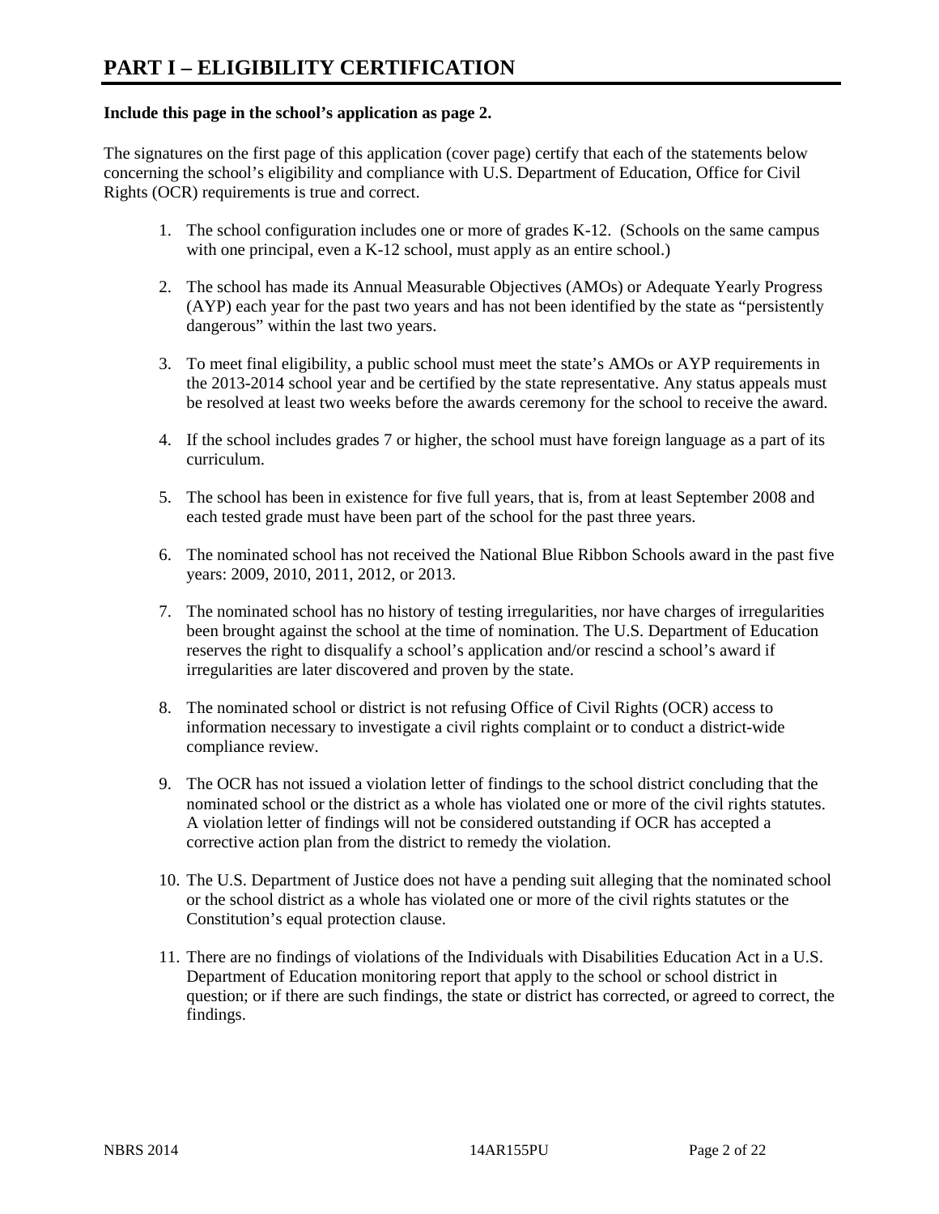# PART I – ELIGIBILITY CERTIFICATION

**Include this page in the school's application as page 2.**

The signatures on the first page of this application (cover page) certify that each of the statements below concerning the school's eligibility and compliance with U.S. Department of Education, Office for Civil Rights (OCR) requirements is true and correct.

1. The school configuration includes one or more of grades K-12. (Schools on the same campus with one principal, even a K-12 school, must apply as an entire school.)

2. The school has made its Annual Measurable Objectives (AMOs) or Adequate Yearly Progress (AYP) each year for the past two years and has not been identified by the state as "persistently dangerous" within the last two years.

3. To meet final eligibility, a public school must meet the state's AMOs or AYP requirements in the 2013-2014 school year and be certified by the state representative. Any status appeals must be resolved at least two weeks before the awards ceremony for the school to receive the award.

4. If the school includes grades 7 or higher, the school must have foreign language as a part of its curriculum.

5. The school has been in existence for five full years, that is, from at least September 2008 and each tested grade must have been part of the school for the past three years.

6. The nominated school has not received the National Blue Ribbon Schools award in the past five years: 2009, 2010, 2011, 2012, or 2013.

7. The nominated school has no history of testing irregularities, nor have charges of irregularities been brought against the school at the time of nomination. The U.S. Department of Education reserves the right to disqualify a school's application and/or rescind a school's award if irregularities are later discovered and proven by the state.

8. The nominated school or district is not refusing Office of Civil Rights (OCR) access to information necessary to investigate a civil rights complaint or to conduct a district-wide compliance review.

9. The OCR has not issued a violation letter of findings to the school district concluding that the nominated school or the district as a whole has violated one or more of the civil rights statutes. A violation letter of findings will not be considered outstanding if OCR has accepted a corrective action plan from the district to remedy the violation.

10. The U.S. Department of Justice does not have a pending suit alleging that the nominated school or the school district as a whole has violated one or more of the civil rights statutes or the Constitution's equal protection clause.

11. There are no findings of violations of the Individuals with Disabilities Education Act in a U.S. Department of Education monitoring report that apply to the school or school district in question; or if there are such findings, the state or district has corrected, or agreed to correct, the findings.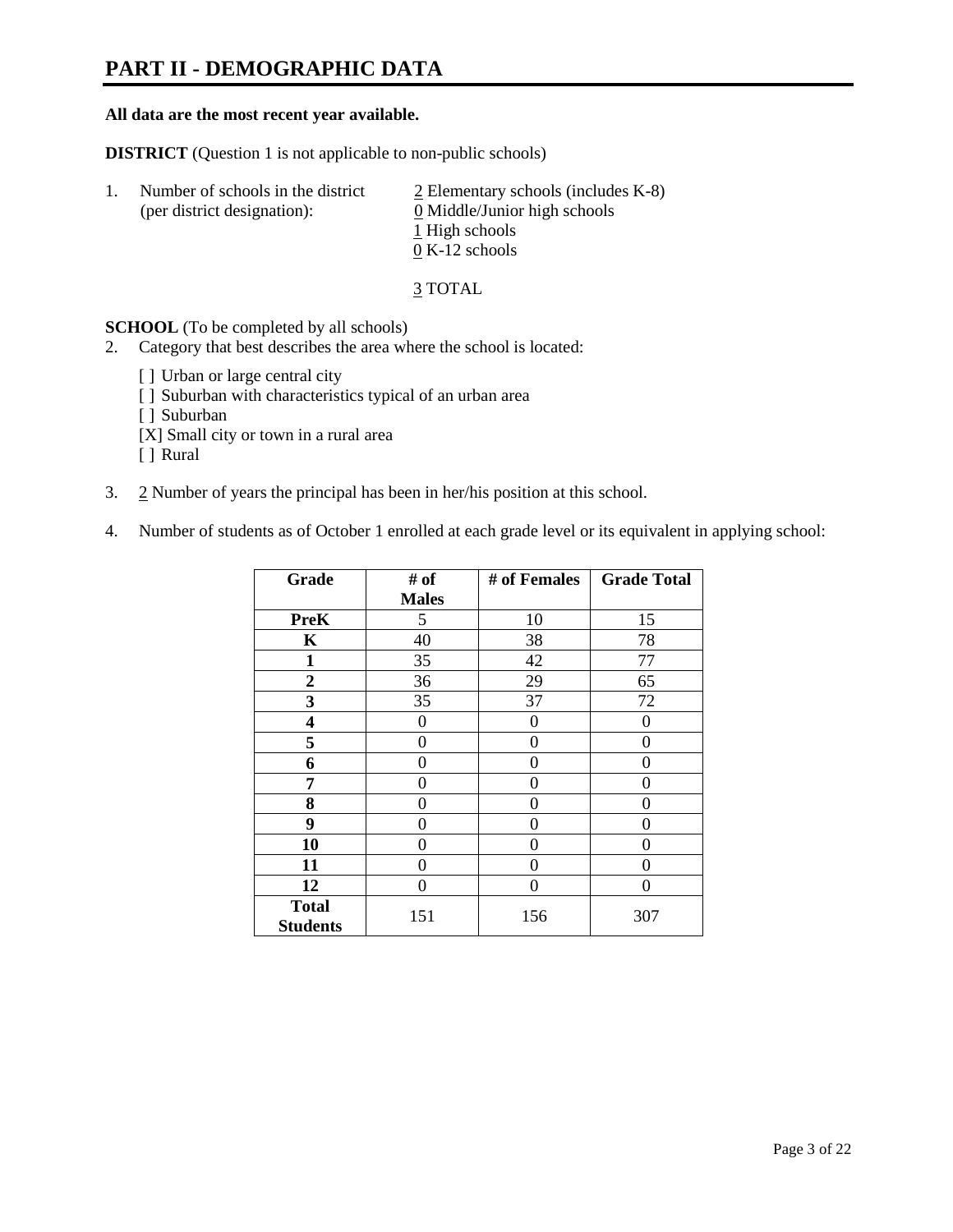# PART II - DEMOGRAPHIC DATA

**All data are the most recent year available.**

**DISTRICT** (Question 1 is not applicable to non-public schools)

1. Number of schools in the district (per district designation):
   - 2 Elementary schools (includes K-8)
   - 0 Middle/Junior high schools
   - 1 High schools
   - 0 K-12 schools

   3 TOTAL

**SCHOOL** (To be completed by all schools)

2. Category that best describes the area where the school is located:

   [ ] Urban or large central city
   [ ] Suburban with characteristics typical of an urban area
   [ ] Suburban
   [X] Small city or town in a rural area
   [ ] Rural

3. 2 Number of years the principal has been in her/his position at this school.

4. Number of students as of October 1 enrolled at each grade level or its equivalent in applying school:

| Grade | # of Males | # of Females | Grade Total |
| --- | --- | --- | --- |
| **PreK** | 5 | 10 | 15 |
| **K** | 40 | 38 | 78 |
| **1** | 35 | 42 | 77 |
| **2** | 36 | 29 | 65 |
| **3** | 35 | 37 | 72 |
| **4** | 0 | 0 | 0 |
| **5** | 0 | 0 | 0 |
| **6** | 0 | 0 | 0 |
| **7** | 0 | 0 | 0 |
| **8** | 0 | 0 | 0 |
| **9** | 0 | 0 | 0 |
| **10** | 0 | 0 | 0 |
| **11** | 0 | 0 | 0 |
| **12** | 0 | 0 | 0 |
| **Total Students** | 151 | 156 | 307 |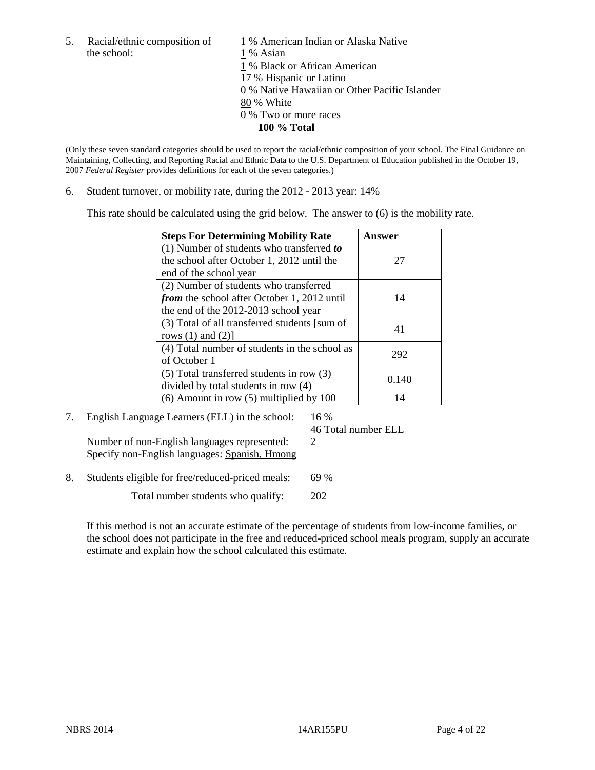5. Racial/ethnic composition of the school:

1 % American Indian or Alaska Native
1 % Asian
1 % Black or African American
17 % Hispanic or Latino
0 % Native Hawaiian or Other Pacific Islander
80 % White
0 % Two or more races
**100 % Total**

(Only these seven standard categories should be used to report the racial/ethnic composition of your school. The Final Guidance on Maintaining, Collecting, and Reporting Racial and Ethnic Data to the U.S. Department of Education published in the October 19, 2007 *Federal Register* provides definitions for each of the seven categories.)

6. Student turnover, or mobility rate, during the 2012 - 2013 year: 14%

This rate should be calculated using the grid below. The answer to (6) is the mobility rate.

| **Steps For Determining Mobility Rate** | **Answer** |
|---|---|
| (1) Number of students who transferred ***to*** the school after October 1, 2012 until the end of the school year | 27 |
| (2) Number of students who transferred ***from*** the school after October 1, 2012 until the end of the 2012-2013 school year | 14 |
| (3) Total of all transferred students [sum of rows (1) and (2)] | 41 |
| (4) Total number of students in the school as of October 1 | 292 |
| (5) Total transferred students in row (3) divided by total students in row (4) | 0.140 |
| (6) Amount in row (5) multiplied by 100 | 14 |

7. English Language Learners (ELL) in the school: 16 %
46 Total number ELL
Number of non-English languages represented: 2
Specify non-English languages: Spanish, Hmong

8. Students eligible for free/reduced-priced meals: 69 %
Total number students who qualify: 202

If this method is not an accurate estimate of the percentage of students from low-income families, or the school does not participate in the free and reduced-priced school meals program, supply an accurate estimate and explain how the school calculated this estimate.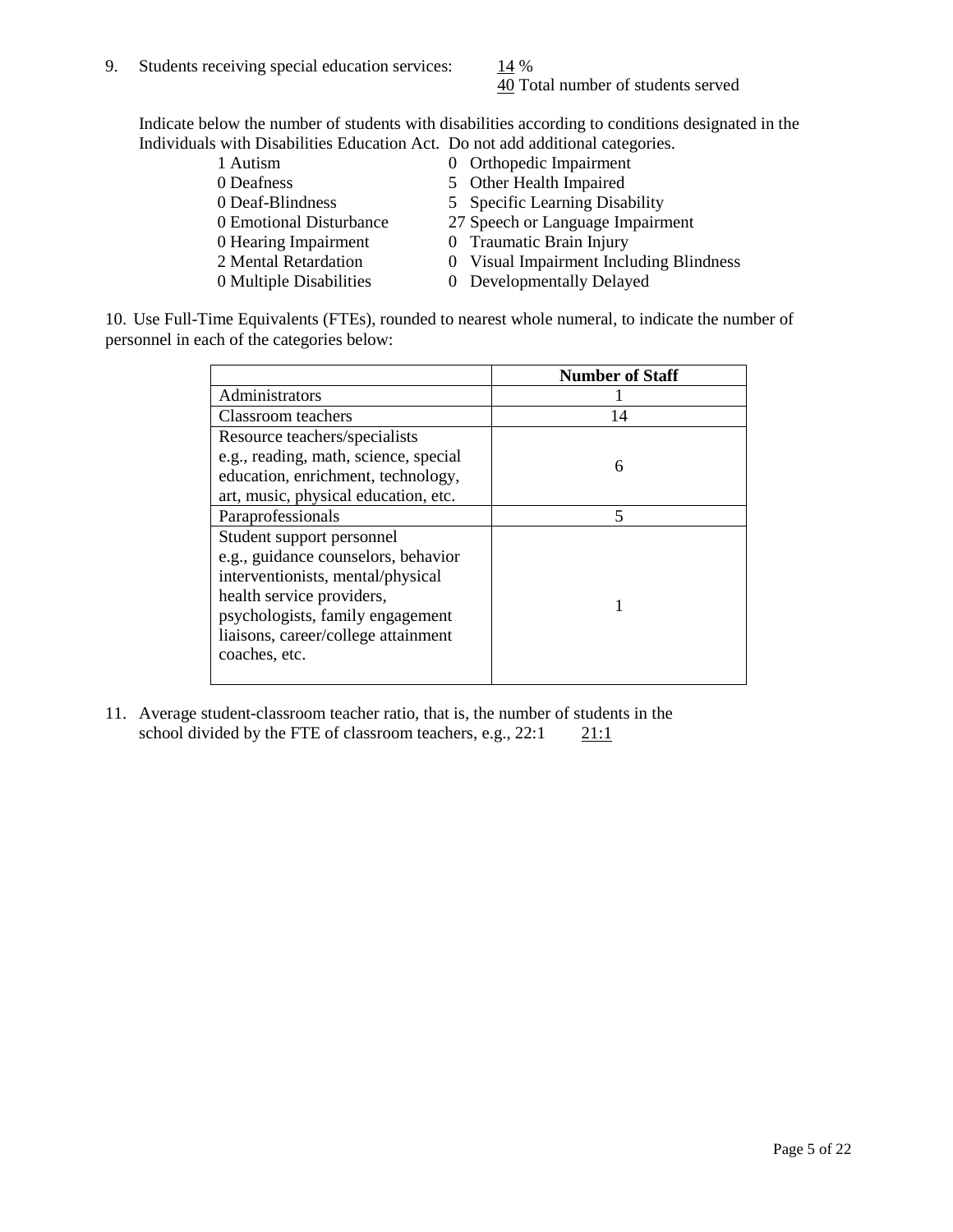9. Students receiving special education services: 14 %
   40 Total number of students served

Indicate below the number of students with disabilities according to conditions designated in the Individuals with Disabilities Education Act. Do not add additional categories.

| | |
|---|---|
| 1 Autism | 0 Orthopedic Impairment |
| 0 Deafness | 5 Other Health Impaired |
| 0 Deaf-Blindness | 5 Specific Learning Disability |
| 0 Emotional Disturbance | 27 Speech or Language Impairment |
| 0 Hearing Impairment | 0 Traumatic Brain Injury |
| 2 Mental Retardation | 0 Visual Impairment Including Blindness |
| 0 Multiple Disabilities | 0 Developmentally Delayed |

10. Use Full-Time Equivalents (FTEs), rounded to nearest whole numeral, to indicate the number of personnel in each of the categories below:

| | Number of Staff |
|---|---|
| Administrators | 1 |
| Classroom teachers | 14 |
| Resource teachers/specialists e.g., reading, math, science, special education, enrichment, technology, art, music, physical education, etc. | 6 |
| Paraprofessionals | 5 |
| Student support personnel e.g., guidance counselors, behavior interventionists, mental/physical health service providers, psychologists, family engagement liaisons, career/college attainment coaches, etc. | 1 |

11. Average student-classroom teacher ratio, that is, the number of students in the school divided by the FTE of classroom teachers, e.g., 22:1 21:1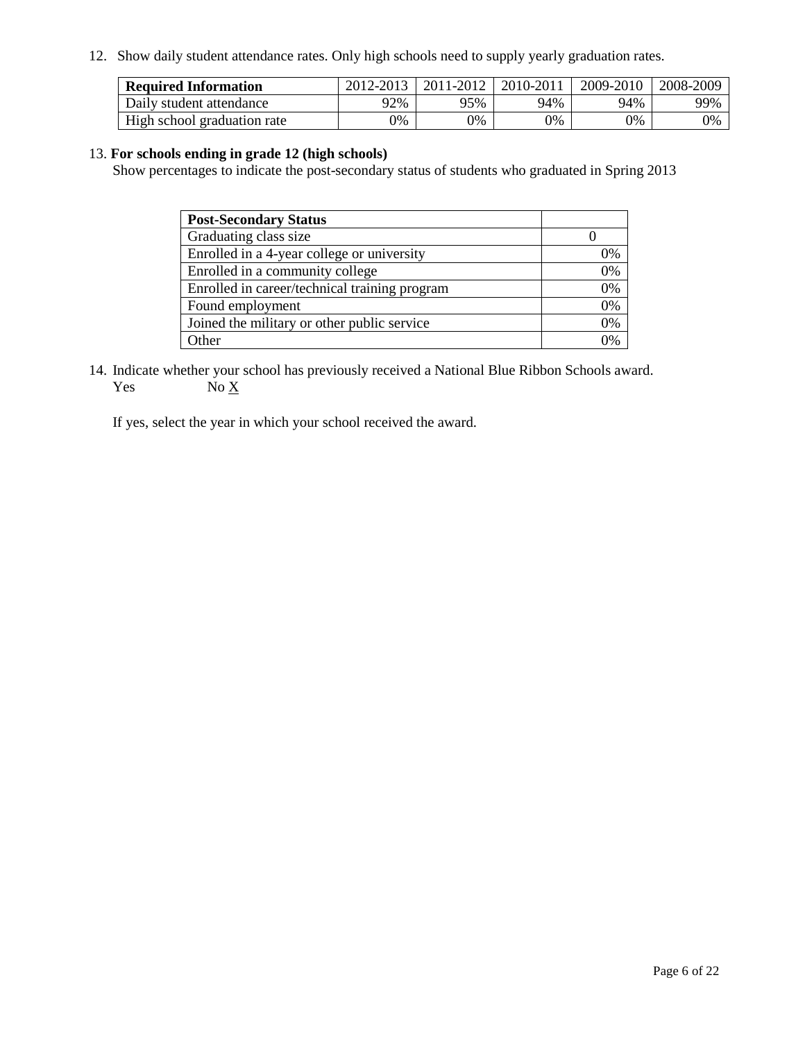12. Show daily student attendance rates. Only high schools need to supply yearly graduation rates.

| **Required Information** | 2012-2013 | 2011-2012 | 2010-2011 | 2009-2010 | 2008-2009 |
|---|---|---|---|---|---|
| Daily student attendance | 92% | 95% | 94% | 94% | 99% |
| High school graduation rate | 0% | 0% | 0% | 0% | 0% |

13. **For schools ending in grade 12 (high schools)**
Show percentages to indicate the post-secondary status of students who graduated in Spring 2013

| **Post-Secondary Status** | |
|---|---|
| Graduating class size | 0 |
| Enrolled in a 4-year college or university | 0% |
| Enrolled in a community college | 0% |
| Enrolled in career/technical training program | 0% |
| Found employment | 0% |
| Joined the military or other public service | 0% |
| Other | 0% |

14. Indicate whether your school has previously received a National Blue Ribbon Schools award.
Yes No X

If yes, select the year in which your school received the award.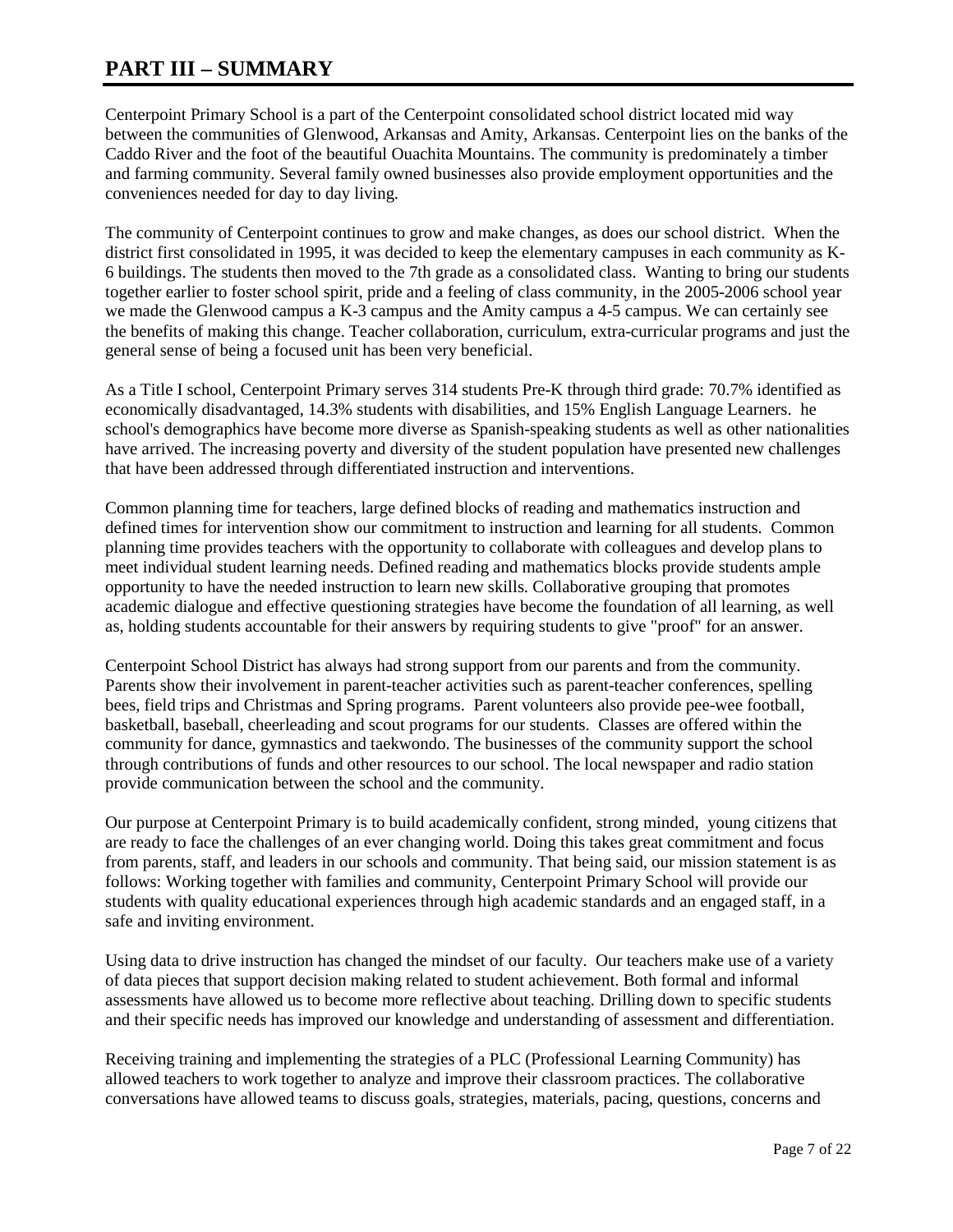# PART III – SUMMARY

Centerpoint Primary School is a part of the Centerpoint consolidated school district located mid way between the communities of Glenwood, Arkansas and Amity, Arkansas. Centerpoint lies on the banks of the Caddo River and the foot of the beautiful Ouachita Mountains. The community is predominately a timber and farming community. Several family owned businesses also provide employment opportunities and the conveniences needed for day to day living.

The community of Centerpoint continues to grow and make changes, as does our school district. When the district first consolidated in 1995, it was decided to keep the elementary campuses in each community as K-6 buildings. The students then moved to the 7th grade as a consolidated class. Wanting to bring our students together earlier to foster school spirit, pride and a feeling of class community, in the 2005-2006 school year we made the Glenwood campus a K-3 campus and the Amity campus a 4-5 campus. We can certainly see the benefits of making this change. Teacher collaboration, curriculum, extra-curricular programs and just the general sense of being a focused unit has been very beneficial.

As a Title I school, Centerpoint Primary serves 314 students Pre-K through third grade: 70.7% identified as economically disadvantaged, 14.3% students with disabilities, and 15% English Language Learners. he school's demographics have become more diverse as Spanish-speaking students as well as other nationalities have arrived. The increasing poverty and diversity of the student population have presented new challenges that have been addressed through differentiated instruction and interventions.

Common planning time for teachers, large defined blocks of reading and mathematics instruction and defined times for intervention show our commitment to instruction and learning for all students. Common planning time provides teachers with the opportunity to collaborate with colleagues and develop plans to meet individual student learning needs. Defined reading and mathematics blocks provide students ample opportunity to have the needed instruction to learn new skills. Collaborative grouping that promotes academic dialogue and effective questioning strategies have become the foundation of all learning, as well as, holding students accountable for their answers by requiring students to give "proof" for an answer.

Centerpoint School District has always had strong support from our parents and from the community. Parents show their involvement in parent-teacher activities such as parent-teacher conferences, spelling bees, field trips and Christmas and Spring programs. Parent volunteers also provide pee-wee football, basketball, baseball, cheerleading and scout programs for our students. Classes are offered within the community for dance, gymnastics and taekwondo. The businesses of the community support the school through contributions of funds and other resources to our school. The local newspaper and radio station provide communication between the school and the community.

Our purpose at Centerpoint Primary is to build academically confident, strong minded, young citizens that are ready to face the challenges of an ever changing world. Doing this takes great commitment and focus from parents, staff, and leaders in our schools and community. That being said, our mission statement is as follows: Working together with families and community, Centerpoint Primary School will provide our students with quality educational experiences through high academic standards and an engaged staff, in a safe and inviting environment.

Using data to drive instruction has changed the mindset of our faculty. Our teachers make use of a variety of data pieces that support decision making related to student achievement. Both formal and informal assessments have allowed us to become more reflective about teaching. Drilling down to specific students and their specific needs has improved our knowledge and understanding of assessment and differentiation.

Receiving training and implementing the strategies of a PLC (Professional Learning Community) has allowed teachers to work together to analyze and improve their classroom practices. The collaborative conversations have allowed teams to discuss goals, strategies, materials, pacing, questions, concerns and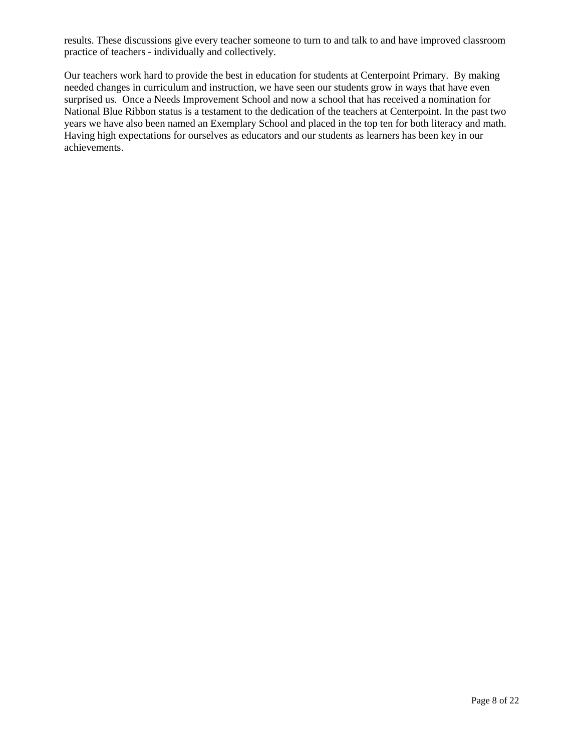results. These discussions give every teacher someone to turn to and talk to and have improved classroom practice of teachers - individually and collectively.

Our teachers work hard to provide the best in education for students at Centerpoint Primary. By making needed changes in curriculum and instruction, we have seen our students grow in ways that have even surprised us. Once a Needs Improvement School and now a school that has received a nomination for National Blue Ribbon status is a testament to the dedication of the teachers at Centerpoint. In the past two years we have also been named an Exemplary School and placed in the top ten for both literacy and math. Having high expectations for ourselves as educators and our students as learners has been key in our achievements.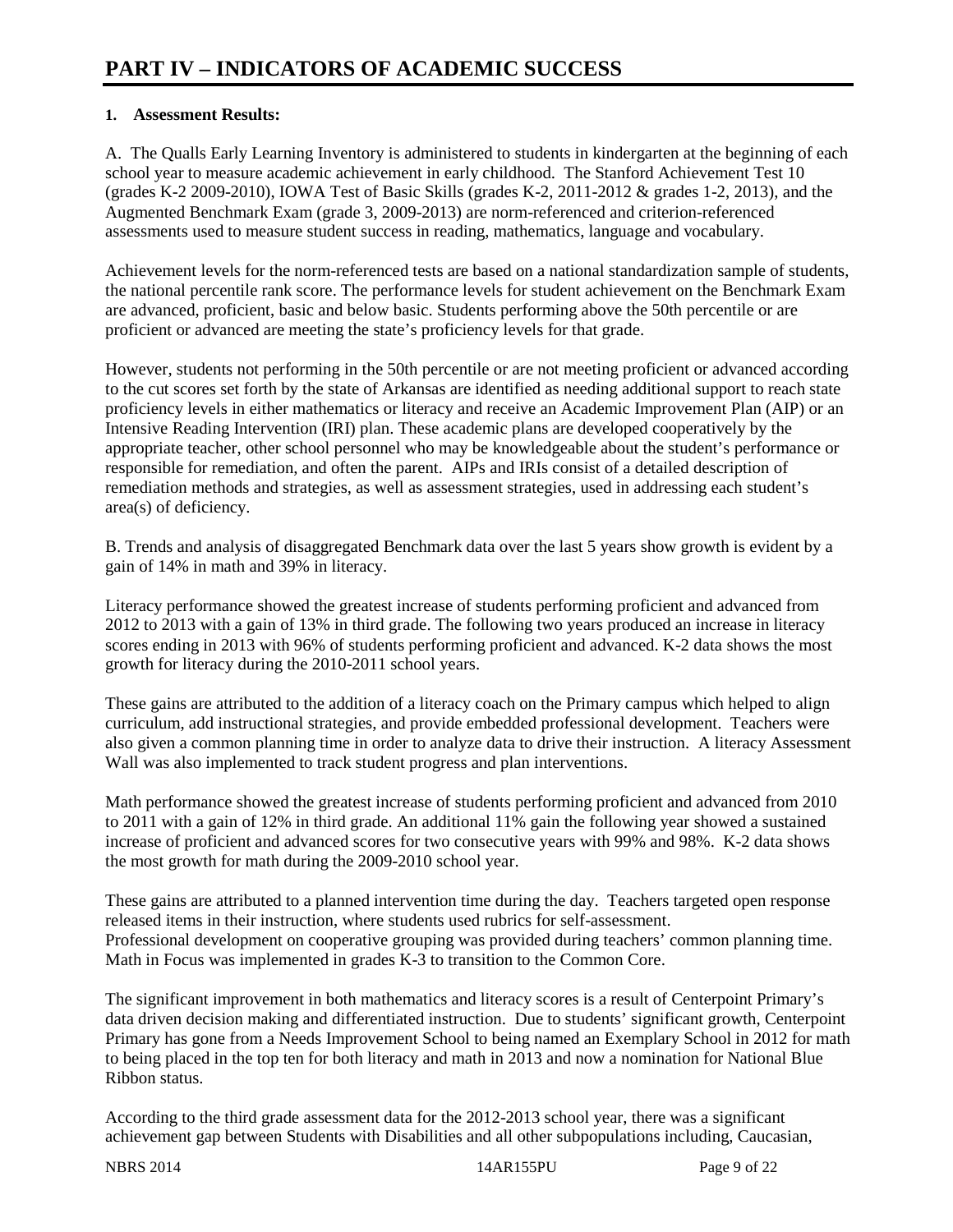# PART IV – INDICATORS OF ACADEMIC SUCCESS

**1. Assessment Results:**

A. The Qualls Early Learning Inventory is administered to students in kindergarten at the beginning of each school year to measure academic achievement in early childhood. The Stanford Achievement Test 10 (grades K-2 2009-2010), IOWA Test of Basic Skills (grades K-2, 2011-2012 & grades 1-2, 2013), and the Augmented Benchmark Exam (grade 3, 2009-2013) are norm-referenced and criterion-referenced assessments used to measure student success in reading, mathematics, language and vocabulary.

Achievement levels for the norm-referenced tests are based on a national standardization sample of students, the national percentile rank score. The performance levels for student achievement on the Benchmark Exam are advanced, proficient, basic and below basic. Students performing above the 50th percentile or are proficient or advanced are meeting the state's proficiency levels for that grade.

However, students not performing in the 50th percentile or are not meeting proficient or advanced according to the cut scores set forth by the state of Arkansas are identified as needing additional support to reach state proficiency levels in either mathematics or literacy and receive an Academic Improvement Plan (AIP) or an Intensive Reading Intervention (IRI) plan. These academic plans are developed cooperatively by the appropriate teacher, other school personnel who may be knowledgeable about the student's performance or responsible for remediation, and often the parent. AIPs and IRIs consist of a detailed description of remediation methods and strategies, as well as assessment strategies, used in addressing each student's area(s) of deficiency.

B. Trends and analysis of disaggregated Benchmark data over the last 5 years show growth is evident by a gain of 14% in math and 39% in literacy.

Literacy performance showed the greatest increase of students performing proficient and advanced from 2012 to 2013 with a gain of 13% in third grade. The following two years produced an increase in literacy scores ending in 2013 with 96% of students performing proficient and advanced. K-2 data shows the most growth for literacy during the 2010-2011 school years.

These gains are attributed to the addition of a literacy coach on the Primary campus which helped to align curriculum, add instructional strategies, and provide embedded professional development. Teachers were also given a common planning time in order to analyze data to drive their instruction. A literacy Assessment Wall was also implemented to track student progress and plan interventions.

Math performance showed the greatest increase of students performing proficient and advanced from 2010 to 2011 with a gain of 12% in third grade. An additional 11% gain the following year showed a sustained increase of proficient and advanced scores for two consecutive years with 99% and 98%. K-2 data shows the most growth for math during the 2009-2010 school year.

These gains are attributed to a planned intervention time during the day. Teachers targeted open response released items in their instruction, where students used rubrics for self-assessment.
Professional development on cooperative grouping was provided during teachers' common planning time. Math in Focus was implemented in grades K-3 to transition to the Common Core.

The significant improvement in both mathematics and literacy scores is a result of Centerpoint Primary's data driven decision making and differentiated instruction. Due to students' significant growth, Centerpoint Primary has gone from a Needs Improvement School to being named an Exemplary School in 2012 for math to being placed in the top ten for both literacy and math in 2013 and now a nomination for National Blue Ribbon status.

According to the third grade assessment data for the 2012-2013 school year, there was a significant achievement gap between Students with Disabilities and all other subpopulations including, Caucasian,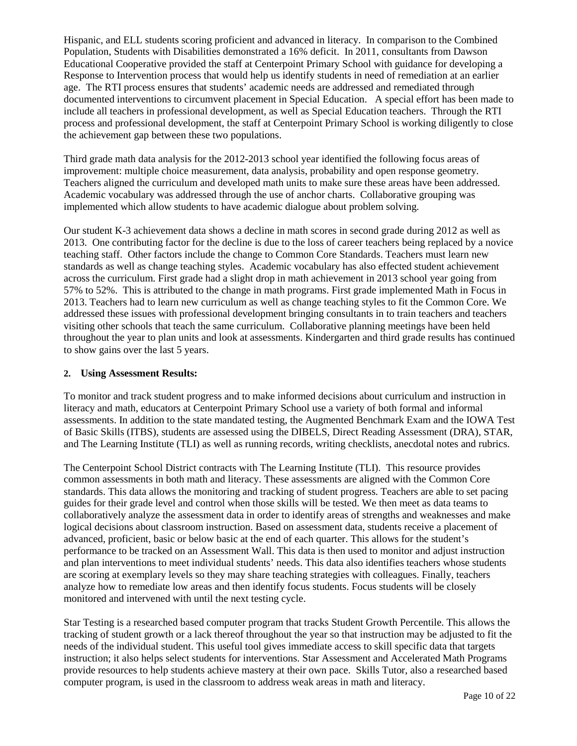Hispanic, and ELL students scoring proficient and advanced in literacy. In comparison to the Combined Population, Students with Disabilities demonstrated a 16% deficit. In 2011, consultants from Dawson Educational Cooperative provided the staff at Centerpoint Primary School with guidance for developing a Response to Intervention process that would help us identify students in need of remediation at an earlier age. The RTI process ensures that students' academic needs are addressed and remediated through documented interventions to circumvent placement in Special Education. A special effort has been made to include all teachers in professional development, as well as Special Education teachers. Through the RTI process and professional development, the staff at Centerpoint Primary School is working diligently to close the achievement gap between these two populations.

Third grade math data analysis for the 2012-2013 school year identified the following focus areas of improvement: multiple choice measurement, data analysis, probability and open response geometry. Teachers aligned the curriculum and developed math units to make sure these areas have been addressed. Academic vocabulary was addressed through the use of anchor charts. Collaborative grouping was implemented which allow students to have academic dialogue about problem solving.

Our student K-3 achievement data shows a decline in math scores in second grade during 2012 as well as 2013. One contributing factor for the decline is due to the loss of career teachers being replaced by a novice teaching staff. Other factors include the change to Common Core Standards. Teachers must learn new standards as well as change teaching styles. Academic vocabulary has also effected student achievement across the curriculum. First grade had a slight drop in math achievement in 2013 school year going from 57% to 52%. This is attributed to the change in math programs. First grade implemented Math in Focus in 2013. Teachers had to learn new curriculum as well as change teaching styles to fit the Common Core. We addressed these issues with professional development bringing consultants in to train teachers and teachers visiting other schools that teach the same curriculum. Collaborative planning meetings have been held throughout the year to plan units and look at assessments. Kindergarten and third grade results has continued to show gains over the last 5 years.

**2. Using Assessment Results:**

To monitor and track student progress and to make informed decisions about curriculum and instruction in literacy and math, educators at Centerpoint Primary School use a variety of both formal and informal assessments. In addition to the state mandated testing, the Augmented Benchmark Exam and the IOWA Test of Basic Skills (ITBS), students are assessed using the DIBELS, Direct Reading Assessment (DRA), STAR, and The Learning Institute (TLI) as well as running records, writing checklists, anecdotal notes and rubrics.

The Centerpoint School District contracts with The Learning Institute (TLI). This resource provides common assessments in both math and literacy. These assessments are aligned with the Common Core standards. This data allows the monitoring and tracking of student progress. Teachers are able to set pacing guides for their grade level and control when those skills will be tested. We then meet as data teams to collaboratively analyze the assessment data in order to identify areas of strengths and weaknesses and make logical decisions about classroom instruction. Based on assessment data, students receive a placement of advanced, proficient, basic or below basic at the end of each quarter. This allows for the student's performance to be tracked on an Assessment Wall. This data is then used to monitor and adjust instruction and plan interventions to meet individual students' needs. This data also identifies teachers whose students are scoring at exemplary levels so they may share teaching strategies with colleagues. Finally, teachers analyze how to remediate low areas and then identify focus students. Focus students will be closely monitored and intervened with until the next testing cycle.

Star Testing is a researched based computer program that tracks Student Growth Percentile. This allows the tracking of student growth or a lack thereof throughout the year so that instruction may be adjusted to fit the needs of the individual student. This useful tool gives immediate access to skill specific data that targets instruction; it also helps select students for interventions. Star Assessment and Accelerated Math Programs provide resources to help students achieve mastery at their own pace. Skills Tutor, also a researched based computer program, is used in the classroom to address weak areas in math and literacy.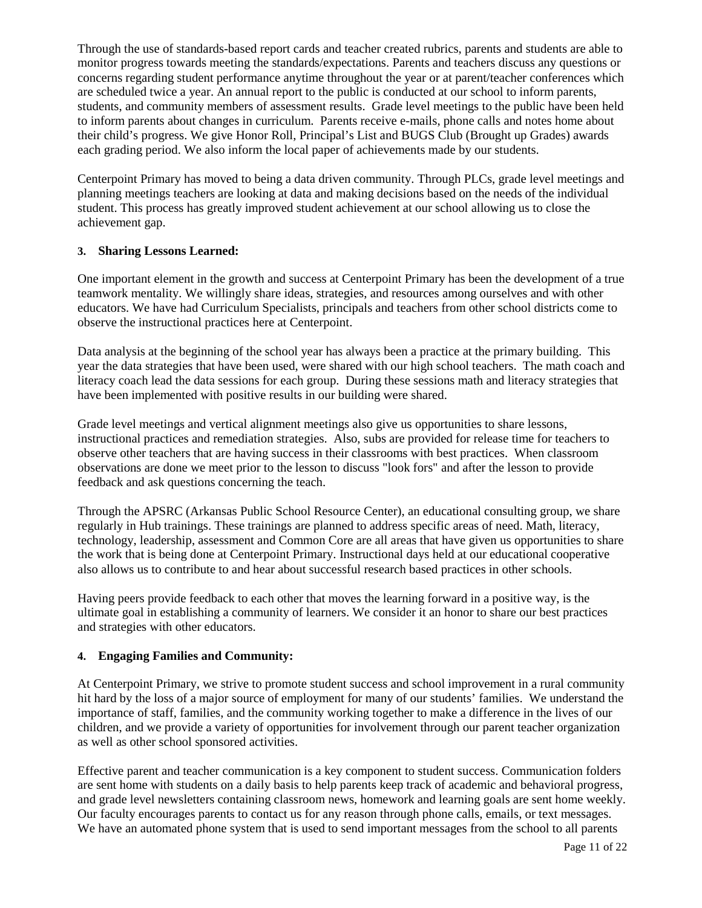Through the use of standards-based report cards and teacher created rubrics, parents and students are able to monitor progress towards meeting the standards/expectations. Parents and teachers discuss any questions or concerns regarding student performance anytime throughout the year or at parent/teacher conferences which are scheduled twice a year. An annual report to the public is conducted at our school to inform parents, students, and community members of assessment results. Grade level meetings to the public have been held to inform parents about changes in curriculum. Parents receive e-mails, phone calls and notes home about their child's progress. We give Honor Roll, Principal's List and BUGS Club (Brought up Grades) awards each grading period. We also inform the local paper of achievements made by our students.

Centerpoint Primary has moved to being a data driven community. Through PLCs, grade level meetings and planning meetings teachers are looking at data and making decisions based on the needs of the individual student. This process has greatly improved student achievement at our school allowing us to close the achievement gap.

**3. Sharing Lessons Learned:**

One important element in the growth and success at Centerpoint Primary has been the development of a true teamwork mentality. We willingly share ideas, strategies, and resources among ourselves and with other educators. We have had Curriculum Specialists, principals and teachers from other school districts come to observe the instructional practices here at Centerpoint.

Data analysis at the beginning of the school year has always been a practice at the primary building. This year the data strategies that have been used, were shared with our high school teachers. The math coach and literacy coach lead the data sessions for each group. During these sessions math and literacy strategies that have been implemented with positive results in our building were shared.

Grade level meetings and vertical alignment meetings also give us opportunities to share lessons, instructional practices and remediation strategies. Also, subs are provided for release time for teachers to observe other teachers that are having success in their classrooms with best practices. When classroom observations are done we meet prior to the lesson to discuss "look fors" and after the lesson to provide feedback and ask questions concerning the teach.

Through the APSRC (Arkansas Public School Resource Center), an educational consulting group, we share regularly in Hub trainings. These trainings are planned to address specific areas of need. Math, literacy, technology, leadership, assessment and Common Core are all areas that have given us opportunities to share the work that is being done at Centerpoint Primary. Instructional days held at our educational cooperative also allows us to contribute to and hear about successful research based practices in other schools.

Having peers provide feedback to each other that moves the learning forward in a positive way, is the ultimate goal in establishing a community of learners. We consider it an honor to share our best practices and strategies with other educators.

**4. Engaging Families and Community:**

At Centerpoint Primary, we strive to promote student success and school improvement in a rural community hit hard by the loss of a major source of employment for many of our students' families. We understand the importance of staff, families, and the community working together to make a difference in the lives of our children, and we provide a variety of opportunities for involvement through our parent teacher organization as well as other school sponsored activities.

Effective parent and teacher communication is a key component to student success. Communication folders are sent home with students on a daily basis to help parents keep track of academic and behavioral progress, and grade level newsletters containing classroom news, homework and learning goals are sent home weekly. Our faculty encourages parents to contact us for any reason through phone calls, emails, or text messages. We have an automated phone system that is used to send important messages from the school to all parents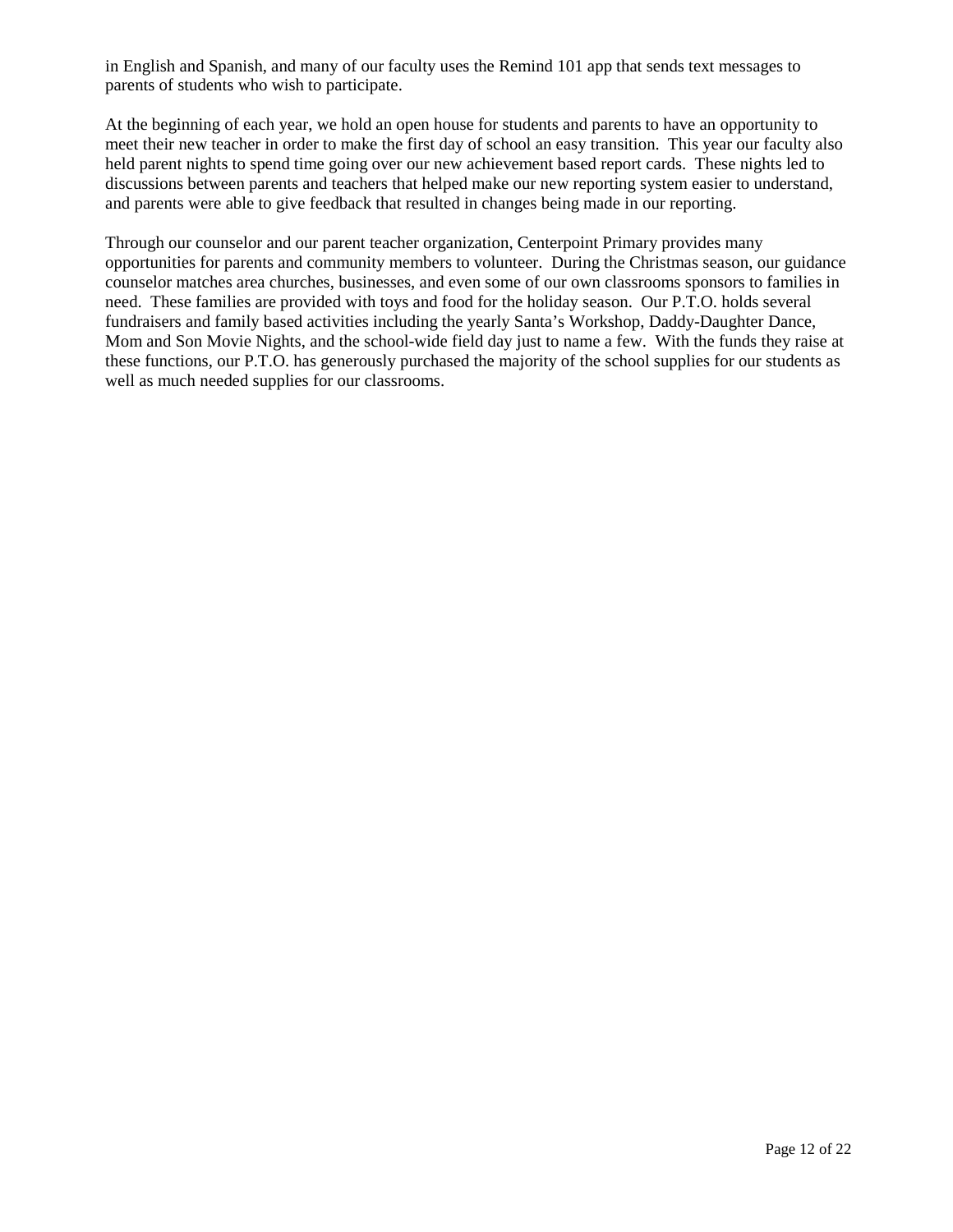in English and Spanish, and many of our faculty uses the Remind 101 app that sends text messages to parents of students who wish to participate.

At the beginning of each year, we hold an open house for students and parents to have an opportunity to meet their new teacher in order to make the first day of school an easy transition. This year our faculty also held parent nights to spend time going over our new achievement based report cards. These nights led to discussions between parents and teachers that helped make our new reporting system easier to understand, and parents were able to give feedback that resulted in changes being made in our reporting.

Through our counselor and our parent teacher organization, Centerpoint Primary provides many opportunities for parents and community members to volunteer. During the Christmas season, our guidance counselor matches area churches, businesses, and even some of our own classrooms sponsors to families in need. These families are provided with toys and food for the holiday season. Our P.T.O. holds several fundraisers and family based activities including the yearly Santa's Workshop, Daddy-Daughter Dance, Mom and Son Movie Nights, and the school-wide field day just to name a few. With the funds they raise at these functions, our P.T.O. has generously purchased the majority of the school supplies for our students as well as much needed supplies for our classrooms.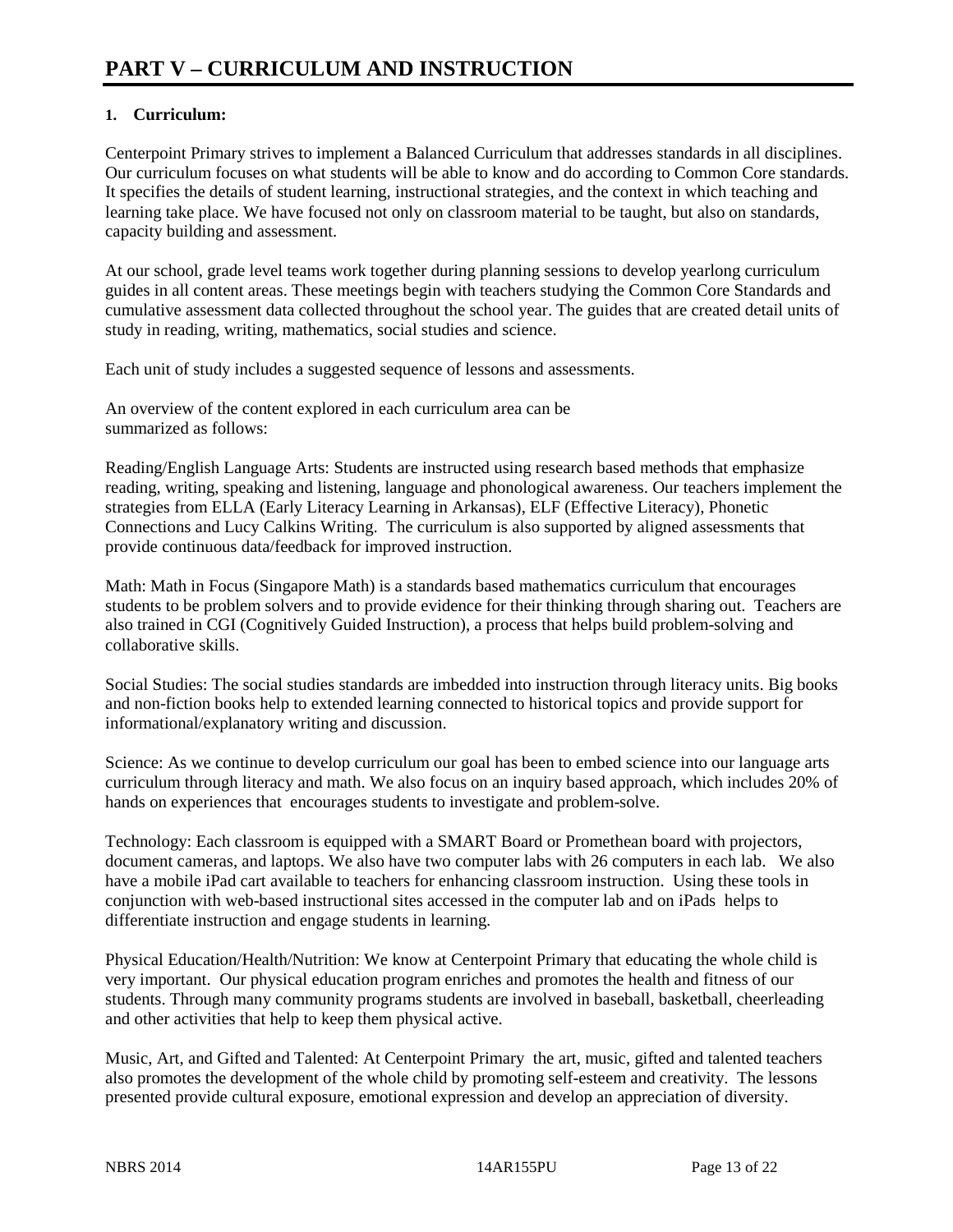# PART V – CURRICULUM AND INSTRUCTION

## 1. Curriculum:

Centerpoint Primary strives to implement a Balanced Curriculum that addresses standards in all disciplines. Our curriculum focuses on what students will be able to know and do according to Common Core standards. It specifies the details of student learning, instructional strategies, and the context in which teaching and learning take place. We have focused not only on classroom material to be taught, but also on standards, capacity building and assessment.

At our school, grade level teams work together during planning sessions to develop yearlong curriculum guides in all content areas. These meetings begin with teachers studying the Common Core Standards and cumulative assessment data collected throughout the school year. The guides that are created detail units of study in reading, writing, mathematics, social studies and science.

Each unit of study includes a suggested sequence of lessons and assessments.

An overview of the content explored in each curriculum area can be summarized as follows:

Reading/English Language Arts: Students are instructed using research based methods that emphasize reading, writing, speaking and listening, language and phonological awareness. Our teachers implement the strategies from ELLA (Early Literacy Learning in Arkansas), ELF (Effective Literacy), Phonetic Connections and Lucy Calkins Writing. The curriculum is also supported by aligned assessments that provide continuous data/feedback for improved instruction.

Math: Math in Focus (Singapore Math) is a standards based mathematics curriculum that encourages students to be problem solvers and to provide evidence for their thinking through sharing out. Teachers are also trained in CGI (Cognitively Guided Instruction), a process that helps build problem-solving and collaborative skills.

Social Studies: The social studies standards are imbedded into instruction through literacy units. Big books and non-fiction books help to extended learning connected to historical topics and provide support for informational/explanatory writing and discussion.

Science: As we continue to develop curriculum our goal has been to embed science into our language arts curriculum through literacy and math. We also focus on an inquiry based approach, which includes 20% of hands on experiences that encourages students to investigate and problem-solve.

Technology: Each classroom is equipped with a SMART Board or Promethean board with projectors, document cameras, and laptops. We also have two computer labs with 26 computers in each lab. We also have a mobile iPad cart available to teachers for enhancing classroom instruction. Using these tools in conjunction with web-based instructional sites accessed in the computer lab and on iPads helps to differentiate instruction and engage students in learning.

Physical Education/Health/Nutrition: We know at Centerpoint Primary that educating the whole child is very important. Our physical education program enriches and promotes the health and fitness of our students. Through many community programs students are involved in baseball, basketball, cheerleading and other activities that help to keep them physical active.

Music, Art, and Gifted and Talented: At Centerpoint Primary the art, music, gifted and talented teachers also promotes the development of the whole child by promoting self-esteem and creativity. The lessons presented provide cultural exposure, emotional expression and develop an appreciation of diversity.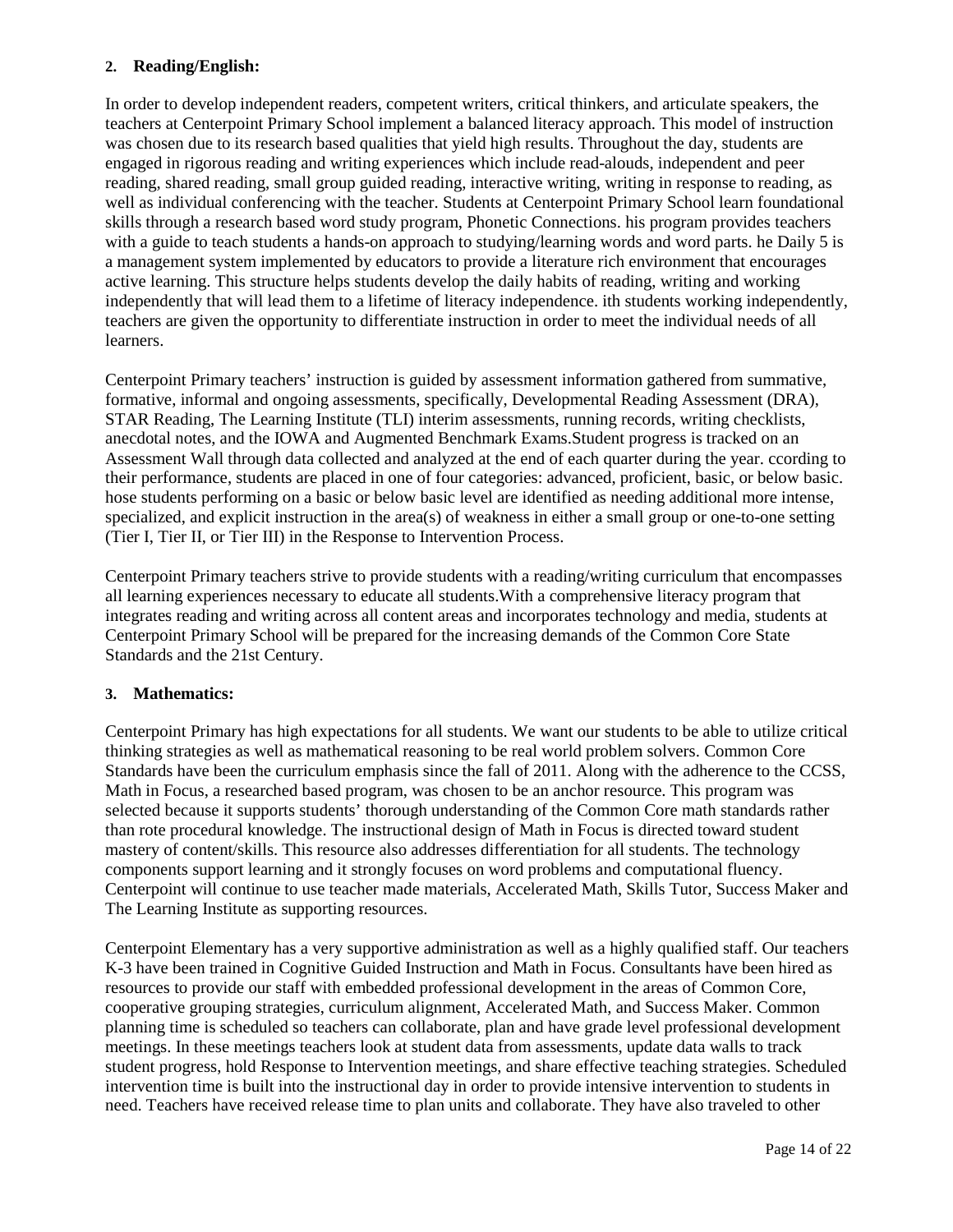**2. Reading/English:**

In order to develop independent readers, competent writers, critical thinkers, and articulate speakers, the teachers at Centerpoint Primary School implement a balanced literacy approach. This model of instruction was chosen due to its research based qualities that yield high results. Throughout the day, students are engaged in rigorous reading and writing experiences which include read-alouds, independent and peer reading, shared reading, small group guided reading, interactive writing, writing in response to reading, as well as individual conferencing with the teacher. Students at Centerpoint Primary School learn foundational skills through a research based word study program, Phonetic Connections. his program provides teachers with a guide to teach students a hands-on approach to studying/learning words and word parts. he Daily 5 is a management system implemented by educators to provide a literature rich environment that encourages active learning. This structure helps students develop the daily habits of reading, writing and working independently that will lead them to a lifetime of literacy independence. ith students working independently, teachers are given the opportunity to differentiate instruction in order to meet the individual needs of all learners.

Centerpoint Primary teachers' instruction is guided by assessment information gathered from summative, formative, informal and ongoing assessments, specifically, Developmental Reading Assessment (DRA), STAR Reading, The Learning Institute (TLI) interim assessments, running records, writing checklists, anecdotal notes, and the IOWA and Augmented Benchmark Exams.Student progress is tracked on an Assessment Wall through data collected and analyzed at the end of each quarter during the year. ccording to their performance, students are placed in one of four categories: advanced, proficient, basic, or below basic. hose students performing on a basic or below basic level are identified as needing additional more intense, specialized, and explicit instruction in the area(s) of weakness in either a small group or one-to-one setting (Tier I, Tier II, or Tier III) in the Response to Intervention Process.

Centerpoint Primary teachers strive to provide students with a reading/writing curriculum that encompasses all learning experiences necessary to educate all students.With a comprehensive literacy program that integrates reading and writing across all content areas and incorporates technology and media, students at Centerpoint Primary School will be prepared for the increasing demands of the Common Core State Standards and the 21st Century.

**3. Mathematics:**

Centerpoint Primary has high expectations for all students. We want our students to be able to utilize critical thinking strategies as well as mathematical reasoning to be real world problem solvers. Common Core Standards have been the curriculum emphasis since the fall of 2011. Along with the adherence to the CCSS, Math in Focus, a researched based program, was chosen to be an anchor resource. This program was selected because it supports students' thorough understanding of the Common Core math standards rather than rote procedural knowledge. The instructional design of Math in Focus is directed toward student mastery of content/skills. This resource also addresses differentiation for all students. The technology components support learning and it strongly focuses on word problems and computational fluency. Centerpoint will continue to use teacher made materials, Accelerated Math, Skills Tutor, Success Maker and The Learning Institute as supporting resources.

Centerpoint Elementary has a very supportive administration as well as a highly qualified staff. Our teachers K-3 have been trained in Cognitive Guided Instruction and Math in Focus. Consultants have been hired as resources to provide our staff with embedded professional development in the areas of Common Core, cooperative grouping strategies, curriculum alignment, Accelerated Math, and Success Maker. Common planning time is scheduled so teachers can collaborate, plan and have grade level professional development meetings. In these meetings teachers look at student data from assessments, update data walls to track student progress, hold Response to Intervention meetings, and share effective teaching strategies. Scheduled intervention time is built into the instructional day in order to provide intensive intervention to students in need. Teachers have received release time to plan units and collaborate. They have also traveled to other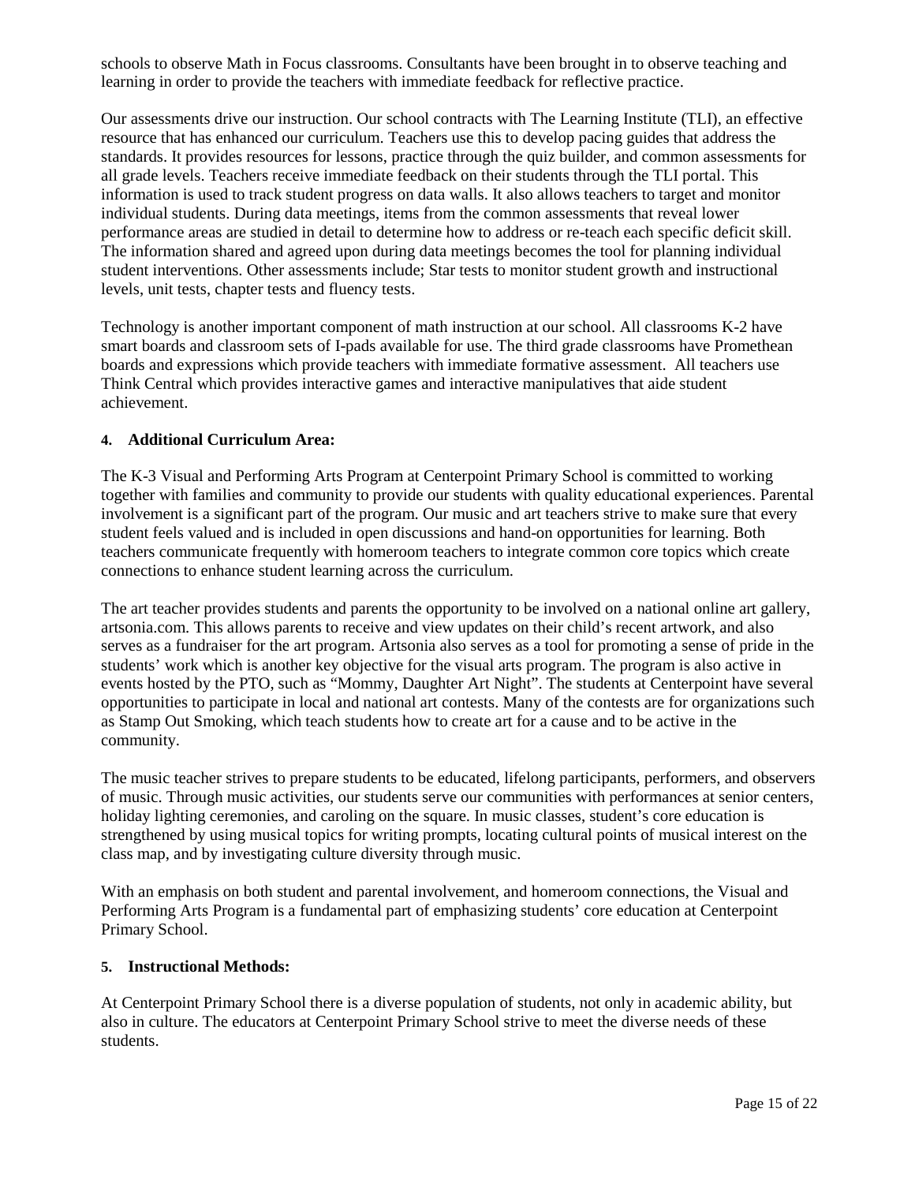schools to observe Math in Focus classrooms. Consultants have been brought in to observe teaching and learning in order to provide the teachers with immediate feedback for reflective practice.

Our assessments drive our instruction. Our school contracts with The Learning Institute (TLI), an effective resource that has enhanced our curriculum. Teachers use this to develop pacing guides that address the standards. It provides resources for lessons, practice through the quiz builder, and common assessments for all grade levels. Teachers receive immediate feedback on their students through the TLI portal. This information is used to track student progress on data walls. It also allows teachers to target and monitor individual students. During data meetings, items from the common assessments that reveal lower performance areas are studied in detail to determine how to address or re-teach each specific deficit skill. The information shared and agreed upon during data meetings becomes the tool for planning individual student interventions. Other assessments include; Star tests to monitor student growth and instructional levels, unit tests, chapter tests and fluency tests.

Technology is another important component of math instruction at our school. All classrooms K-2 have smart boards and classroom sets of I-pads available for use. The third grade classrooms have Promethean boards and expressions which provide teachers with immediate formative assessment. All teachers use Think Central which provides interactive games and interactive manipulatives that aide student achievement.

#### 4. Additional Curriculum Area:

The K-3 Visual and Performing Arts Program at Centerpoint Primary School is committed to working together with families and community to provide our students with quality educational experiences. Parental involvement is a significant part of the program. Our music and art teachers strive to make sure that every student feels valued and is included in open discussions and hand-on opportunities for learning. Both teachers communicate frequently with homeroom teachers to integrate common core topics which create connections to enhance student learning across the curriculum.

The art teacher provides students and parents the opportunity to be involved on a national online art gallery, artsonia.com. This allows parents to receive and view updates on their child's recent artwork, and also serves as a fundraiser for the art program. Artsonia also serves as a tool for promoting a sense of pride in the students' work which is another key objective for the visual arts program. The program is also active in events hosted by the PTO, such as "Mommy, Daughter Art Night". The students at Centerpoint have several opportunities to participate in local and national art contests. Many of the contests are for organizations such as Stamp Out Smoking, which teach students how to create art for a cause and to be active in the community.

The music teacher strives to prepare students to be educated, lifelong participants, performers, and observers of music. Through music activities, our students serve our communities with performances at senior centers, holiday lighting ceremonies, and caroling on the square. In music classes, student's core education is strengthened by using musical topics for writing prompts, locating cultural points of musical interest on the class map, and by investigating culture diversity through music.

With an emphasis on both student and parental involvement, and homeroom connections, the Visual and Performing Arts Program is a fundamental part of emphasizing students' core education at Centerpoint Primary School.

#### 5. Instructional Methods:

At Centerpoint Primary School there is a diverse population of students, not only in academic ability, but also in culture. The educators at Centerpoint Primary School strive to meet the diverse needs of these students.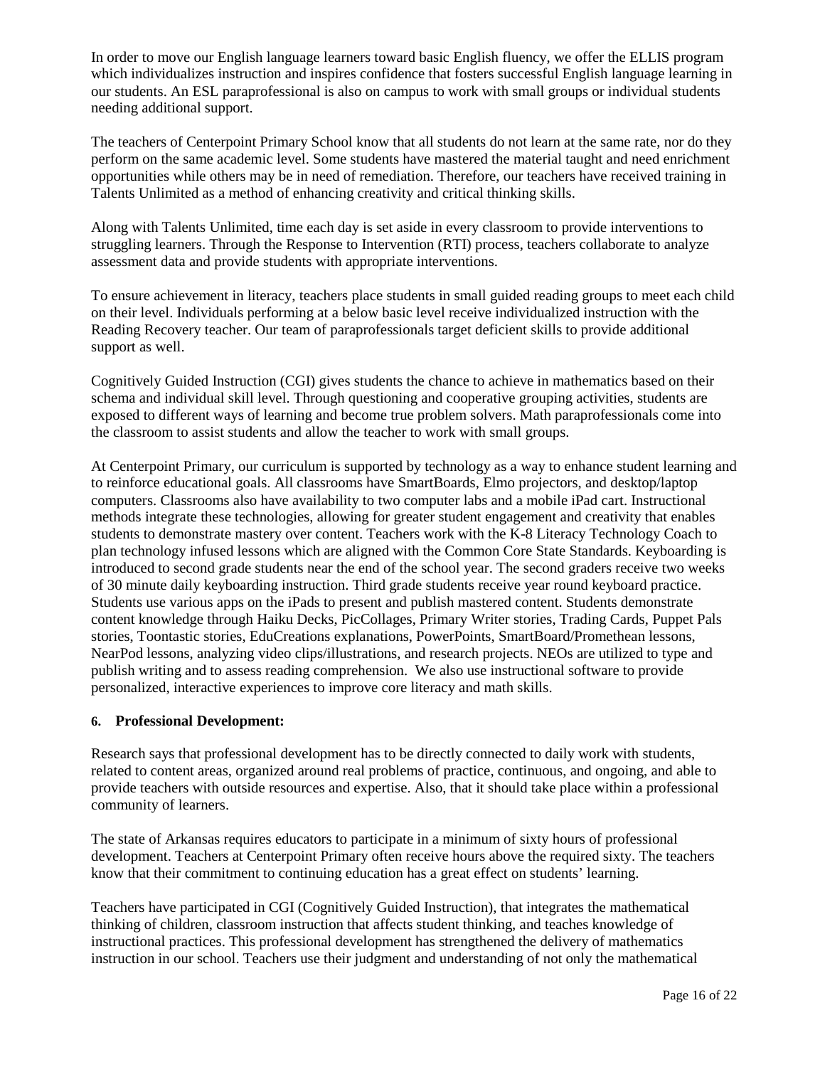In order to move our English language learners toward basic English fluency, we offer the ELLIS program which individualizes instruction and inspires confidence that fosters successful English language learning in our students. An ESL paraprofessional is also on campus to work with small groups or individual students needing additional support.

The teachers of Centerpoint Primary School know that all students do not learn at the same rate, nor do they perform on the same academic level. Some students have mastered the material taught and need enrichment opportunities while others may be in need of remediation. Therefore, our teachers have received training in Talents Unlimited as a method of enhancing creativity and critical thinking skills.

Along with Talents Unlimited, time each day is set aside in every classroom to provide interventions to struggling learners. Through the Response to Intervention (RTI) process, teachers collaborate to analyze assessment data and provide students with appropriate interventions.

To ensure achievement in literacy, teachers place students in small guided reading groups to meet each child on their level. Individuals performing at a below basic level receive individualized instruction with the Reading Recovery teacher. Our team of paraprofessionals target deficient skills to provide additional support as well.

Cognitively Guided Instruction (CGI) gives students the chance to achieve in mathematics based on their schema and individual skill level. Through questioning and cooperative grouping activities, students are exposed to different ways of learning and become true problem solvers. Math paraprofessionals come into the classroom to assist students and allow the teacher to work with small groups.

At Centerpoint Primary, our curriculum is supported by technology as a way to enhance student learning and to reinforce educational goals. All classrooms have SmartBoards, Elmo projectors, and desktop/laptop computers. Classrooms also have availability to two computer labs and a mobile iPad cart. Instructional methods integrate these technologies, allowing for greater student engagement and creativity that enables students to demonstrate mastery over content. Teachers work with the K-8 Literacy Technology Coach to plan technology infused lessons which are aligned with the Common Core State Standards. Keyboarding is introduced to second grade students near the end of the school year. The second graders receive two weeks of 30 minute daily keyboarding instruction. Third grade students receive year round keyboard practice. Students use various apps on the iPads to present and publish mastered content. Students demonstrate content knowledge through Haiku Decks, PicCollages, Primary Writer stories, Trading Cards, Puppet Pals stories, Toontastic stories, EduCreations explanations, PowerPoints, SmartBoard/Promethean lessons, NearPod lessons, analyzing video clips/illustrations, and research projects. NEOs are utilized to type and publish writing and to assess reading comprehension. We also use instructional software to provide personalized, interactive experiences to improve core literacy and math skills.

**6. Professional Development:**

Research says that professional development has to be directly connected to daily work with students, related to content areas, organized around real problems of practice, continuous, and ongoing, and able to provide teachers with outside resources and expertise. Also, that it should take place within a professional community of learners.

The state of Arkansas requires educators to participate in a minimum of sixty hours of professional development. Teachers at Centerpoint Primary often receive hours above the required sixty. The teachers know that their commitment to continuing education has a great effect on students' learning.

Teachers have participated in CGI (Cognitively Guided Instruction), that integrates the mathematical thinking of children, classroom instruction that affects student thinking, and teaches knowledge of instructional practices. This professional development has strengthened the delivery of mathematics instruction in our school. Teachers use their judgment and understanding of not only the mathematical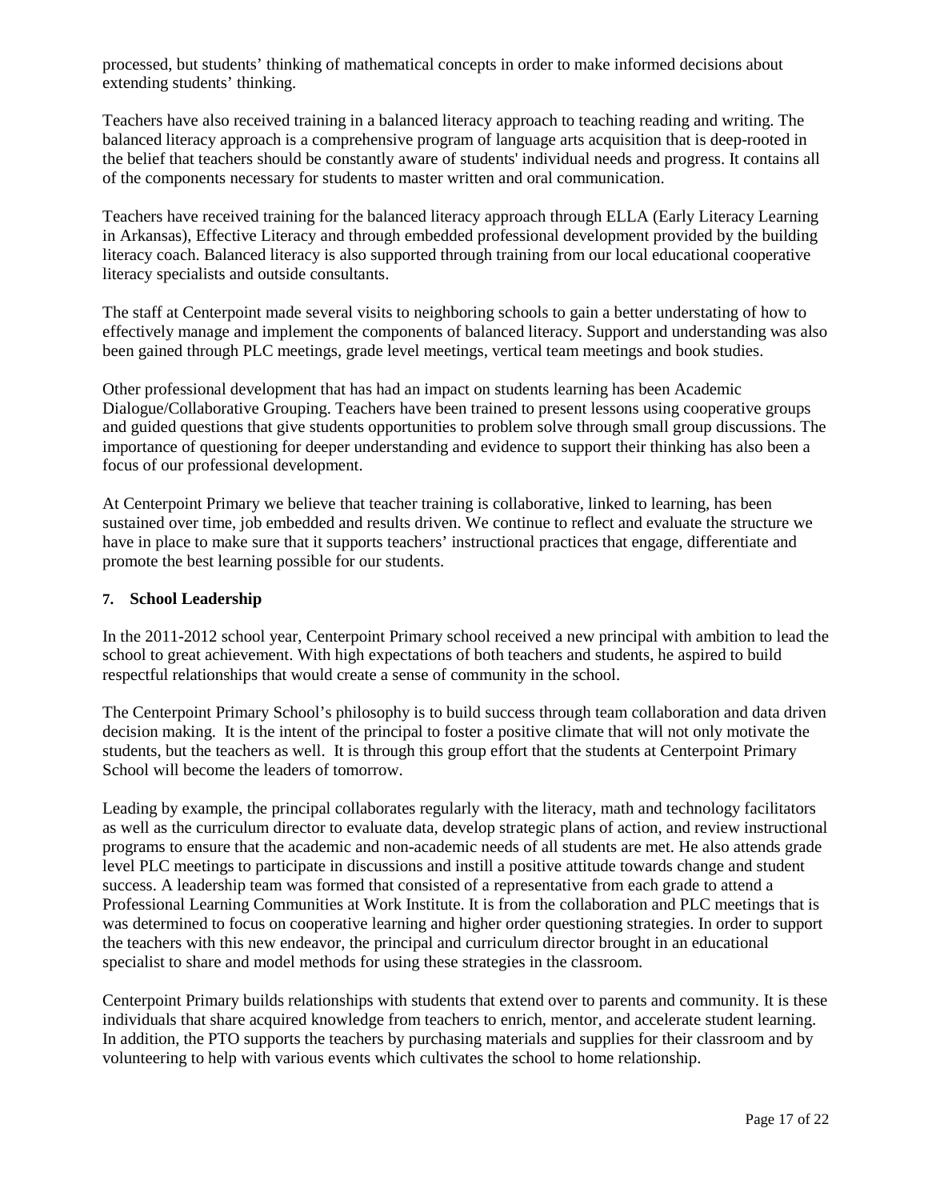processed, but students' thinking of mathematical concepts in order to make informed decisions about extending students' thinking.

Teachers have also received training in a balanced literacy approach to teaching reading and writing. The balanced literacy approach is a comprehensive program of language arts acquisition that is deep-rooted in the belief that teachers should be constantly aware of students' individual needs and progress. It contains all of the components necessary for students to master written and oral communication.

Teachers have received training for the balanced literacy approach through ELLA (Early Literacy Learning in Arkansas), Effective Literacy and through embedded professional development provided by the building literacy coach. Balanced literacy is also supported through training from our local educational cooperative literacy specialists and outside consultants.

The staff at Centerpoint made several visits to neighboring schools to gain a better understating of how to effectively manage and implement the components of balanced literacy. Support and understanding was also been gained through PLC meetings, grade level meetings, vertical team meetings and book studies.

Other professional development that has had an impact on students learning has been Academic Dialogue/Collaborative Grouping. Teachers have been trained to present lessons using cooperative groups and guided questions that give students opportunities to problem solve through small group discussions. The importance of questioning for deeper understanding and evidence to support their thinking has also been a focus of our professional development.

At Centerpoint Primary we believe that teacher training is collaborative, linked to learning, has been sustained over time, job embedded and results driven. We continue to reflect and evaluate the structure we have in place to make sure that it supports teachers' instructional practices that engage, differentiate and promote the best learning possible for our students.

### 7. School Leadership

In the 2011-2012 school year, Centerpoint Primary school received a new principal with ambition to lead the school to great achievement. With high expectations of both teachers and students, he aspired to build respectful relationships that would create a sense of community in the school.

The Centerpoint Primary School's philosophy is to build success through team collaboration and data driven decision making. It is the intent of the principal to foster a positive climate that will not only motivate the students, but the teachers as well. It is through this group effort that the students at Centerpoint Primary School will become the leaders of tomorrow.

Leading by example, the principal collaborates regularly with the literacy, math and technology facilitators as well as the curriculum director to evaluate data, develop strategic plans of action, and review instructional programs to ensure that the academic and non-academic needs of all students are met. He also attends grade level PLC meetings to participate in discussions and instill a positive attitude towards change and student success. A leadership team was formed that consisted of a representative from each grade to attend a Professional Learning Communities at Work Institute. It is from the collaboration and PLC meetings that is was determined to focus on cooperative learning and higher order questioning strategies. In order to support the teachers with this new endeavor, the principal and curriculum director brought in an educational specialist to share and model methods for using these strategies in the classroom.

Centerpoint Primary builds relationships with students that extend over to parents and community. It is these individuals that share acquired knowledge from teachers to enrich, mentor, and accelerate student learning. In addition, the PTO supports the teachers by purchasing materials and supplies for their classroom and by volunteering to help with various events which cultivates the school to home relationship.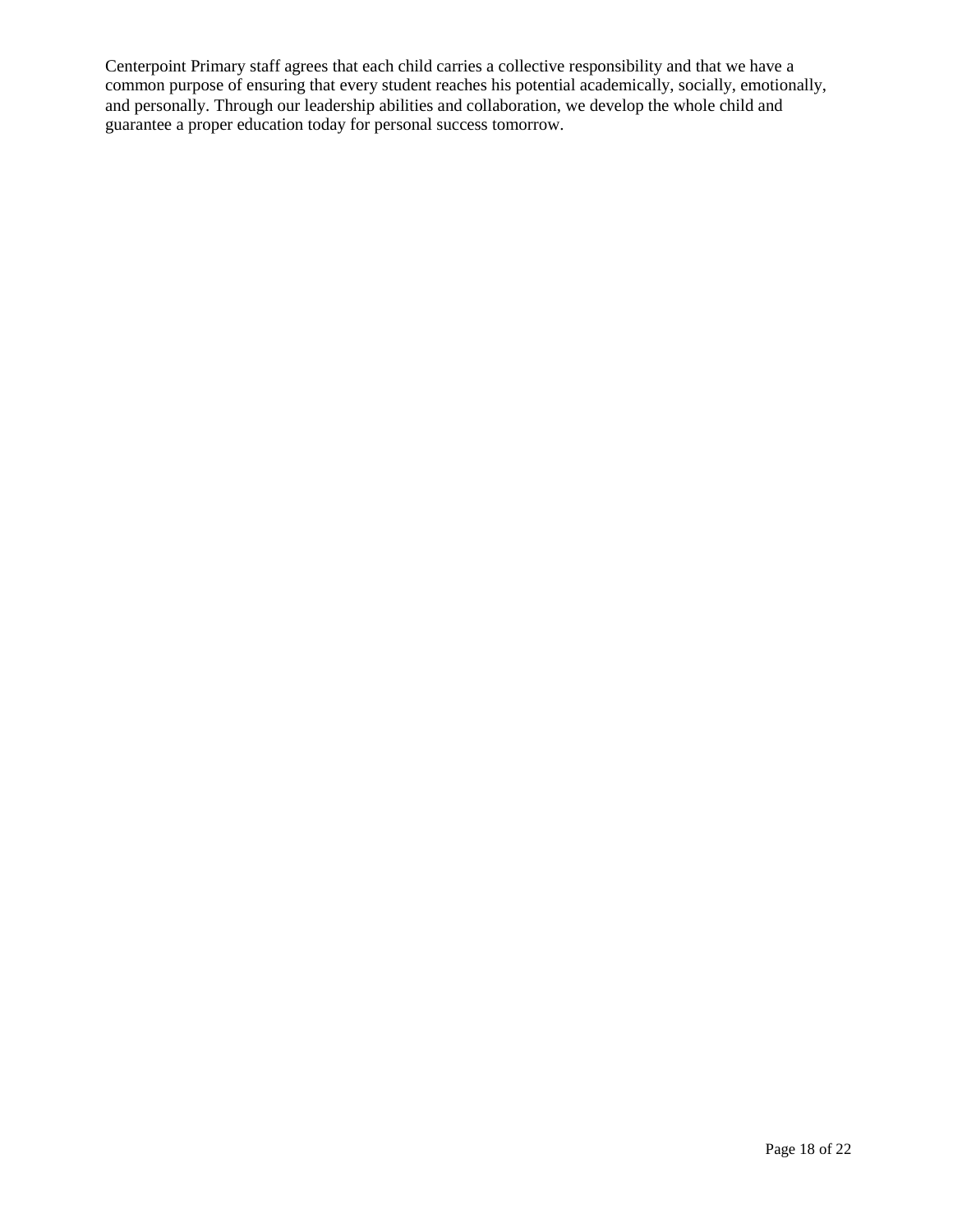Centerpoint Primary staff agrees that each child carries a collective responsibility and that we have a common purpose of ensuring that every student reaches his potential academically, socially, emotionally, and personally. Through our leadership abilities and collaboration, we develop the whole child and guarantee a proper education today for personal success tomorrow.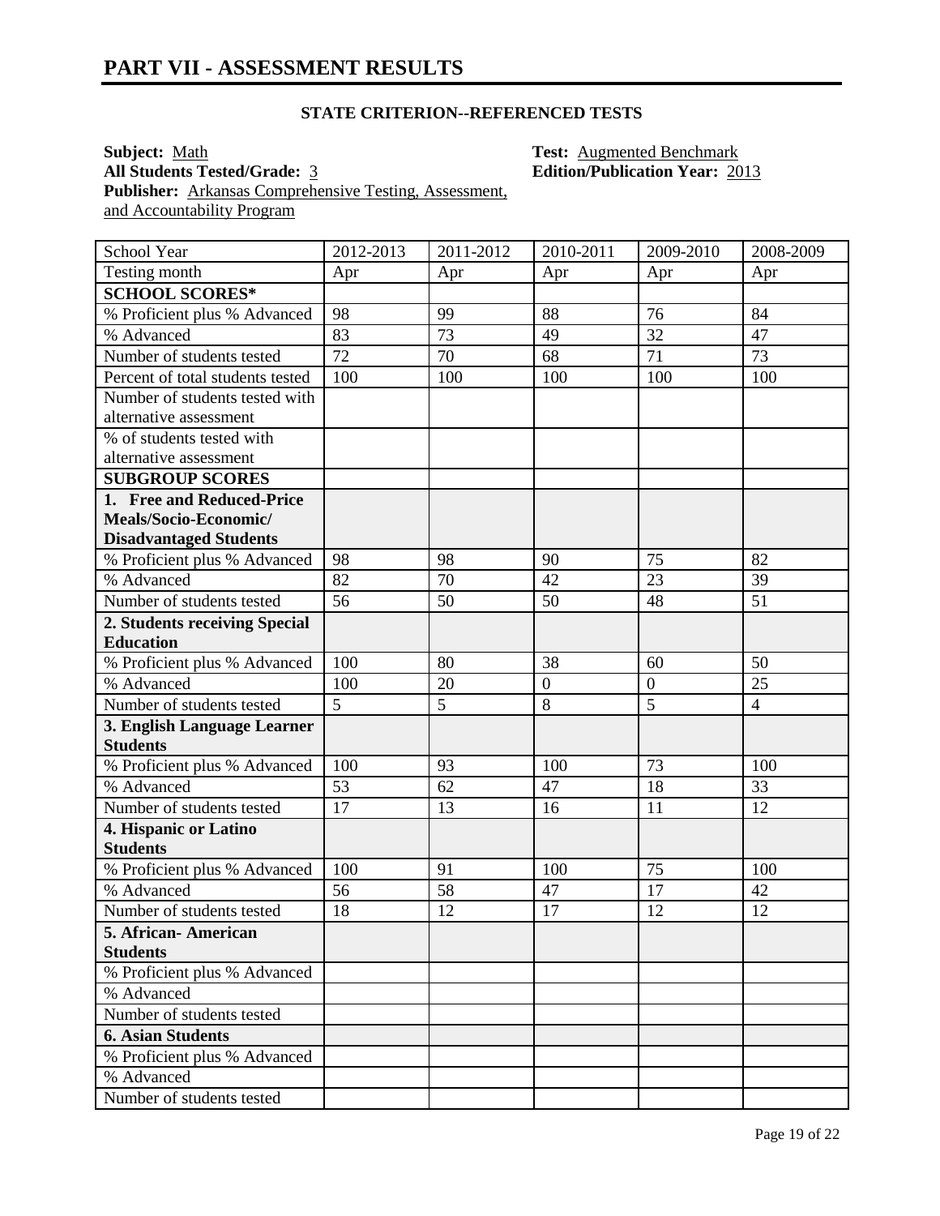# PART VII - ASSESSMENT RESULTS

### STATE CRITERION--REFERENCED TESTS

**Subject:** Math
**Test:** Augmented Benchmark
**All Students Tested/Grade:** 3
**Edition/Publication Year:** 2013
**Publisher:** Arkansas Comprehensive Testing, Assessment, and Accountability Program

| School Year | 2012-2013 | 2011-2012 | 2010-2011 | 2009-2010 | 2008-2009 |
|---|---|---|---|---|---|
| Testing month | Apr | Apr | Apr | Apr | Apr |
| **SCHOOL SCORES*** | | | | | |
| % Proficient plus % Advanced | 98 | 99 | 88 | 76 | 84 |
| % Advanced | 83 | 73 | 49 | 32 | 47 |
| Number of students tested | 72 | 70 | 68 | 71 | 73 |
| Percent of total students tested | 100 | 100 | 100 | 100 | 100 |
| Number of students tested with alternative assessment | | | | | |
| % of students tested with alternative assessment | | | | | |
| **SUBGROUP SCORES** | | | | | |
| **1. Free and Reduced-Price Meals/Socio-Economic/ Disadvantaged Students** | | | | | |
| % Proficient plus % Advanced | 98 | 98 | 90 | 75 | 82 |
| % Advanced | 82 | 70 | 42 | 23 | 39 |
| Number of students tested | 56 | 50 | 50 | 48 | 51 |
| **2. Students receiving Special Education** | | | | | |
| % Proficient plus % Advanced | 100 | 80 | 38 | 60 | 50 |
| % Advanced | 100 | 20 | 0 | 0 | 25 |
| Number of students tested | 5 | 5 | 8 | 5 | 4 |
| **3. English Language Learner Students** | | | | | |
| % Proficient plus % Advanced | 100 | 93 | 100 | 73 | 100 |
| % Advanced | 53 | 62 | 47 | 18 | 33 |
| Number of students tested | 17 | 13 | 16 | 11 | 12 |
| **4. Hispanic or Latino Students** | | | | | |
| % Proficient plus % Advanced | 100 | 91 | 100 | 75 | 100 |
| % Advanced | 56 | 58 | 47 | 17 | 42 |
| Number of students tested | 18 | 12 | 17 | 12 | 12 |
| **5. African- American Students** | | | | | |
| % Proficient plus % Advanced | | | | | |
| % Advanced | | | | | |
| Number of students tested | | | | | |
| **6. Asian Students** | | | | | |
| % Proficient plus % Advanced | | | | | |
| % Advanced | | | | | |
| Number of students tested | | | | | |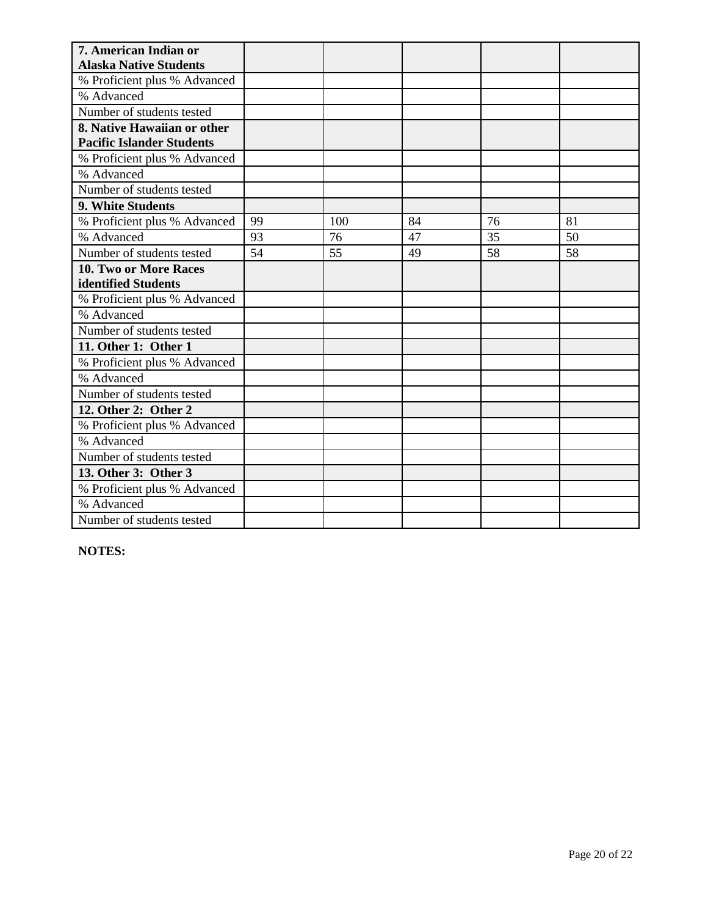| 7. American Indian or Alaska Native Students | | | | | |
|---|---|---|---|---|---|
| % Proficient plus % Advanced | | | | | |
| % Advanced | | | | | |
| Number of students tested | | | | | |
| **8. Native Hawaiian or other Pacific Islander Students** | | | | | |
| % Proficient plus % Advanced | | | | | |
| % Advanced | | | | | |
| Number of students tested | | | | | |
| **9. White Students** | | | | | |
| % Proficient plus % Advanced | 99 | 100 | 84 | 76 | 81 |
| % Advanced | 93 | 76 | 47 | 35 | 50 |
| Number of students tested | 54 | 55 | 49 | 58 | 58 |
| **10. Two or More Races identified Students** | | | | | |
| % Proficient plus % Advanced | | | | | |
| % Advanced | | | | | |
| Number of students tested | | | | | |
| **11. Other 1: Other 1** | | | | | |
| % Proficient plus % Advanced | | | | | |
| % Advanced | | | | | |
| Number of students tested | | | | | |
| **12. Other 2: Other 2** | | | | | |
| % Proficient plus % Advanced | | | | | |
| % Advanced | | | | | |
| Number of students tested | | | | | |
| **13. Other 3: Other 3** | | | | | |
| % Proficient plus % Advanced | | | | | |
| % Advanced | | | | | |
| Number of students tested | | | | | |

**NOTES:**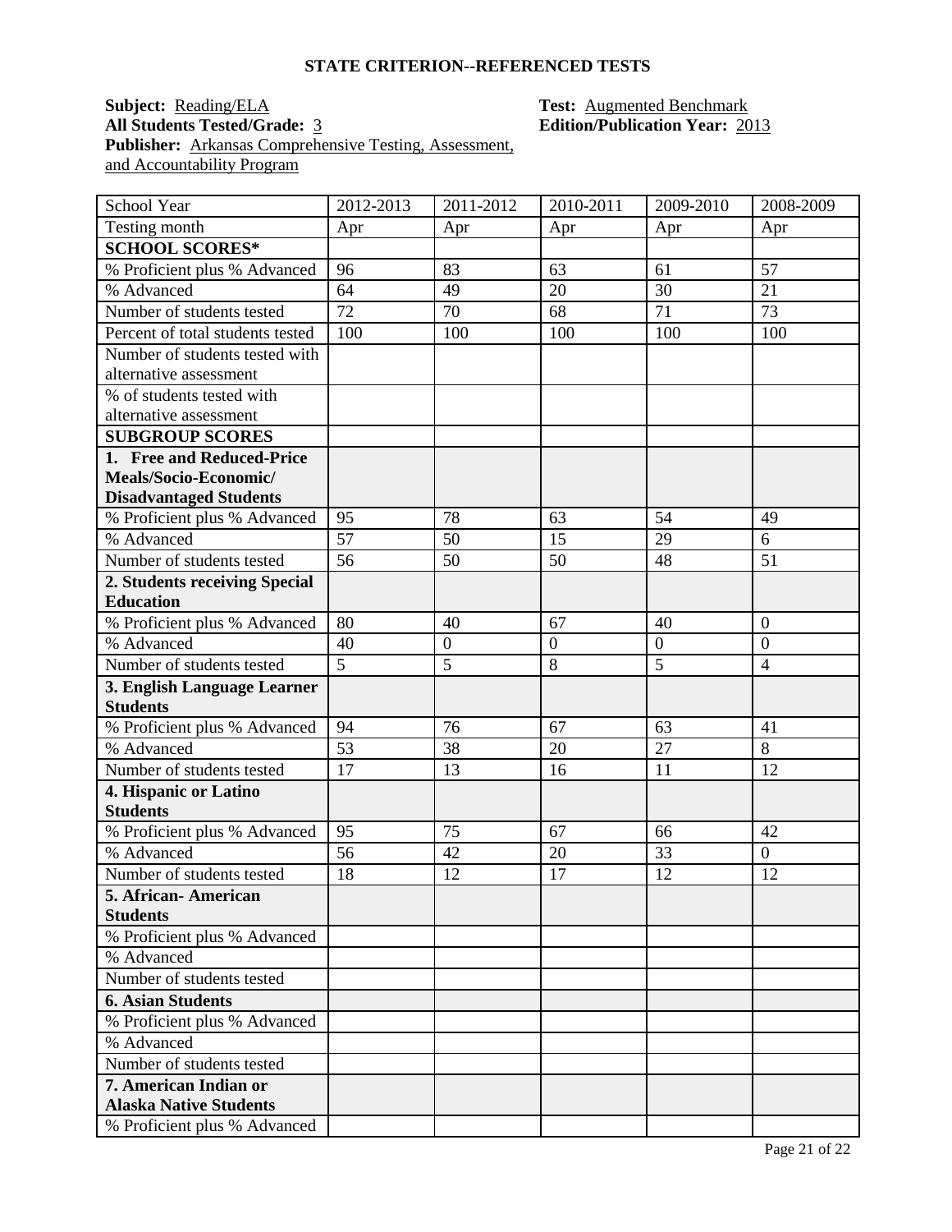## STATE CRITERION--REFERENCED TESTS

**Subject:** Reading/ELA
**Test:** Augmented Benchmark
**All Students Tested/Grade:** 3
**Edition/Publication Year:** 2013
**Publisher:** Arkansas Comprehensive Testing, Assessment, and Accountability Program

| School Year | 2012-2013 | 2011-2012 | 2010-2011 | 2009-2010 | 2008-2009 |
|---|---|---|---|---|---|
| Testing month | Apr | Apr | Apr | Apr | Apr |
| **SCHOOL SCORES*** | | | | | |
| % Proficient plus % Advanced | 96 | 83 | 63 | 61 | 57 |
| % Advanced | 64 | 49 | 20 | 30 | 21 |
| Number of students tested | 72 | 70 | 68 | 71 | 73 |
| Percent of total students tested | 100 | 100 | 100 | 100 | 100 |
| Number of students tested with alternative assessment | | | | | |
| % of students tested with alternative assessment | | | | | |
| **SUBGROUP SCORES** | | | | | |
| **1. Free and Reduced-Price Meals/Socio-Economic/ Disadvantaged Students** | | | | | |
| % Proficient plus % Advanced | 95 | 78 | 63 | 54 | 49 |
| % Advanced | 57 | 50 | 15 | 29 | 6 |
| Number of students tested | 56 | 50 | 50 | 48 | 51 |
| **2. Students receiving Special Education** | | | | | |
| % Proficient plus % Advanced | 80 | 40 | 67 | 40 | 0 |
| % Advanced | 40 | 0 | 0 | 0 | 0 |
| Number of students tested | 5 | 5 | 8 | 5 | 4 |
| **3. English Language Learner Students** | | | | | |
| % Proficient plus % Advanced | 94 | 76 | 67 | 63 | 41 |
| % Advanced | 53 | 38 | 20 | 27 | 8 |
| Number of students tested | 17 | 13 | 16 | 11 | 12 |
| **4. Hispanic or Latino Students** | | | | | |
| % Proficient plus % Advanced | 95 | 75 | 67 | 66 | 42 |
| % Advanced | 56 | 42 | 20 | 33 | 0 |
| Number of students tested | 18 | 12 | 17 | 12 | 12 |
| **5. African- American Students** | | | | | |
| % Proficient plus % Advanced | | | | | |
| % Advanced | | | | | |
| Number of students tested | | | | | |
| **6. Asian Students** | | | | | |
| % Proficient plus % Advanced | | | | | |
| % Advanced | | | | | |
| Number of students tested | | | | | |
| **7. American Indian or Alaska Native Students** | | | | | |
| % Proficient plus % Advanced | | | | | |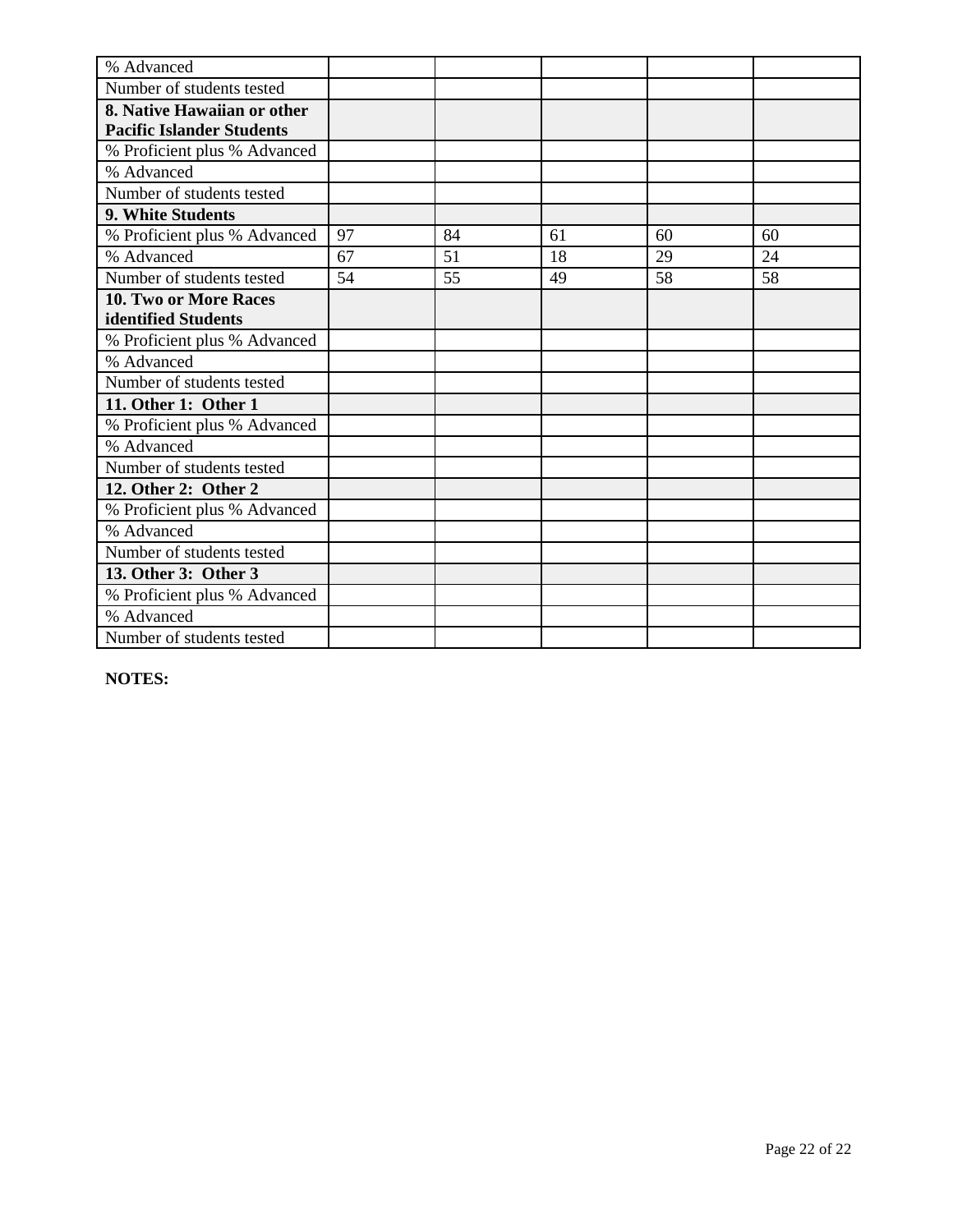| | | | | | |
|---|---|---|---|---|---|
| % Advanced | | | | | |
| Number of students tested | | | | | |
| **8. Native Hawaiian or other Pacific Islander Students** | | | | | |
| % Proficient plus % Advanced | | | | | |
| % Advanced | | | | | |
| Number of students tested | | | | | |
| **9. White Students** | | | | | |
| % Proficient plus % Advanced | 97 | 84 | 61 | 60 | 60 |
| % Advanced | 67 | 51 | 18 | 29 | 24 |
| Number of students tested | 54 | 55 | 49 | 58 | 58 |
| **10. Two or More Races identified Students** | | | | | |
| % Proficient plus % Advanced | | | | | |
| % Advanced | | | | | |
| Number of students tested | | | | | |
| **11. Other 1: Other 1** | | | | | |
| % Proficient plus % Advanced | | | | | |
| % Advanced | | | | | |
| Number of students tested | | | | | |
| **12. Other 2: Other 2** | | | | | |
| % Proficient plus % Advanced | | | | | |
| % Advanced | | | | | |
| Number of students tested | | | | | |
| **13. Other 3: Other 3** | | | | | |
| % Proficient plus % Advanced | | | | | |
| % Advanced | | | | | |
| Number of students tested | | | | | |

**NOTES:**